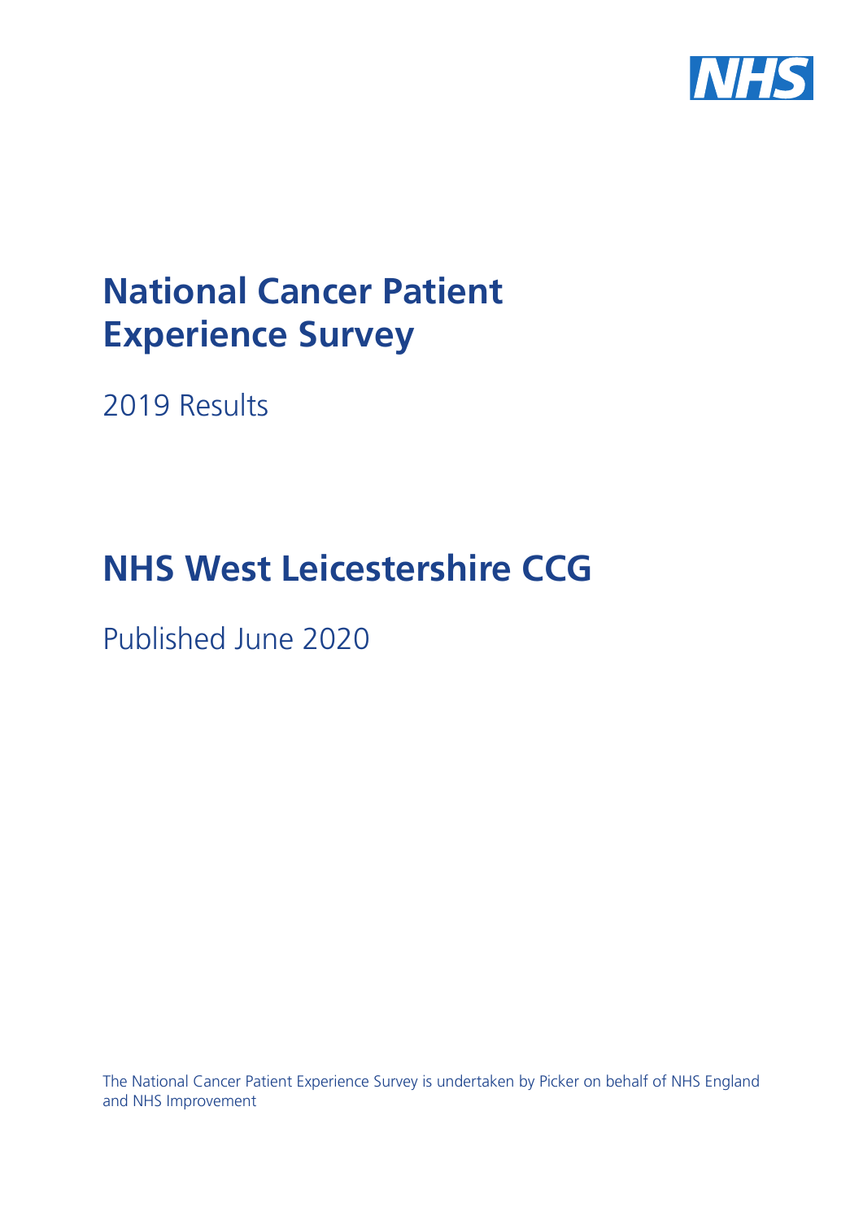# National Cancer Patient Experience Survey

2019 Results

# NHS West Leicestershire CCG

Published June 2020

The National Cancer Patient Experience Survey is undertaken by Picker on behalf of NHS England and NHS Improvement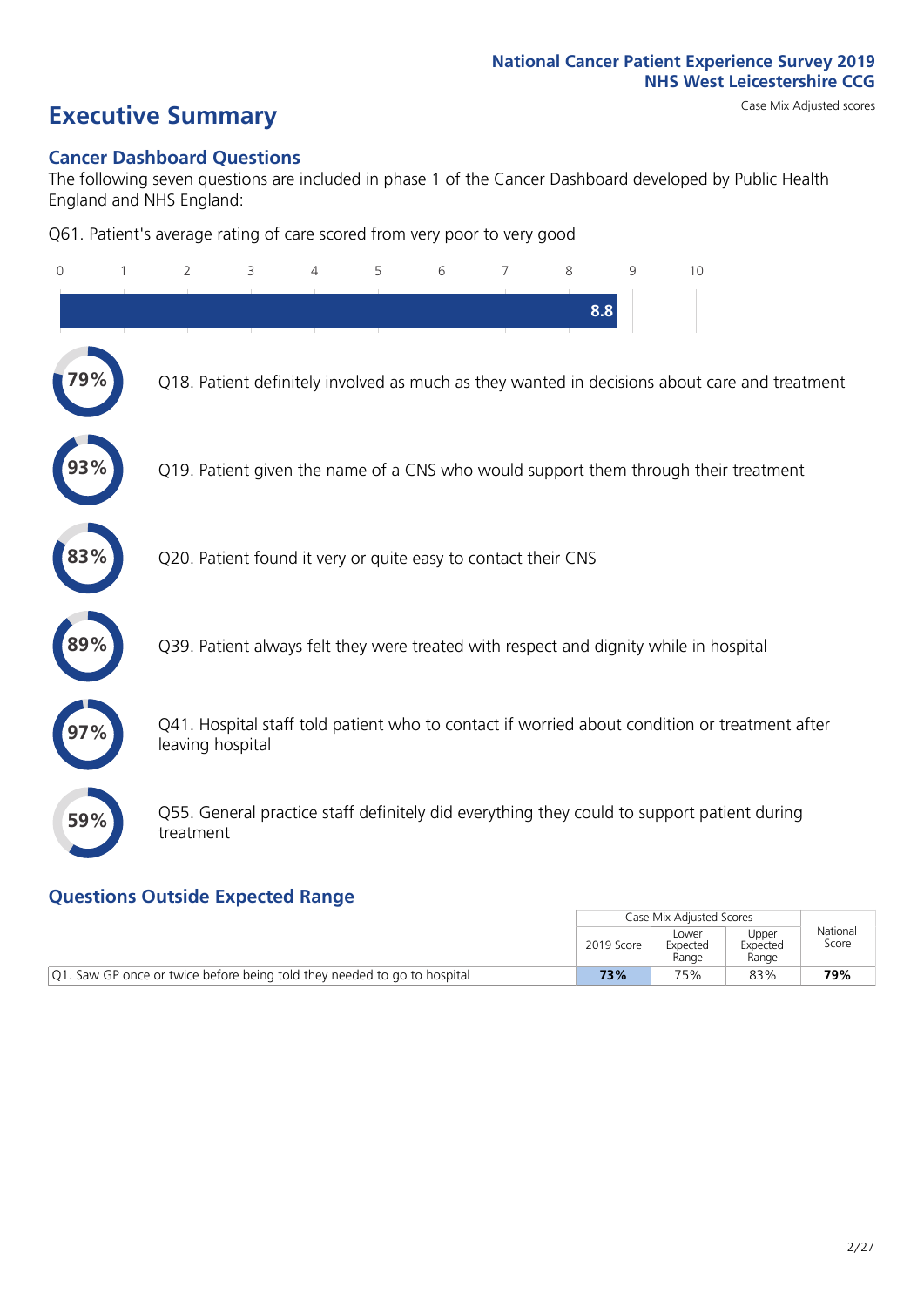# Executive Summary

Case Mix Adjusted scores

## Cancer Dashboard Questions

The following seven questions are included in phase 1 of the Cancer Dashboard developed by Public Health England and NHS England:

Q61. Patient's average rating of care scored from very poor to very good

8.8

79% Q18. Patient definitely involved as much as they wanted in decisions about care and treatment

93% Q19. Patient given the name of a CNS who would support them through their treatment

83% Q20. Patient found it very or quite easy to contact their CNS

89% Q39. Patient always felt they were treated with respect and dignity while in hospital

97% Q41. Hospital staff told patient who to contact if worried about condition or treatment after leaving hospital

59% Q55. General practice staff definitely did everything they could to support patient during treatment

## Questions Outside Expected Range

| | Case Mix Adjusted Scores | | | National Score |
|---|---|---|---|---|
| | 2019 Score | Lower Expected Range | Upper Expected Range | |
| Q1. Saw GP once or twice before being told they needed to go to hospital | **73%** | 75% | 83% | **79%** |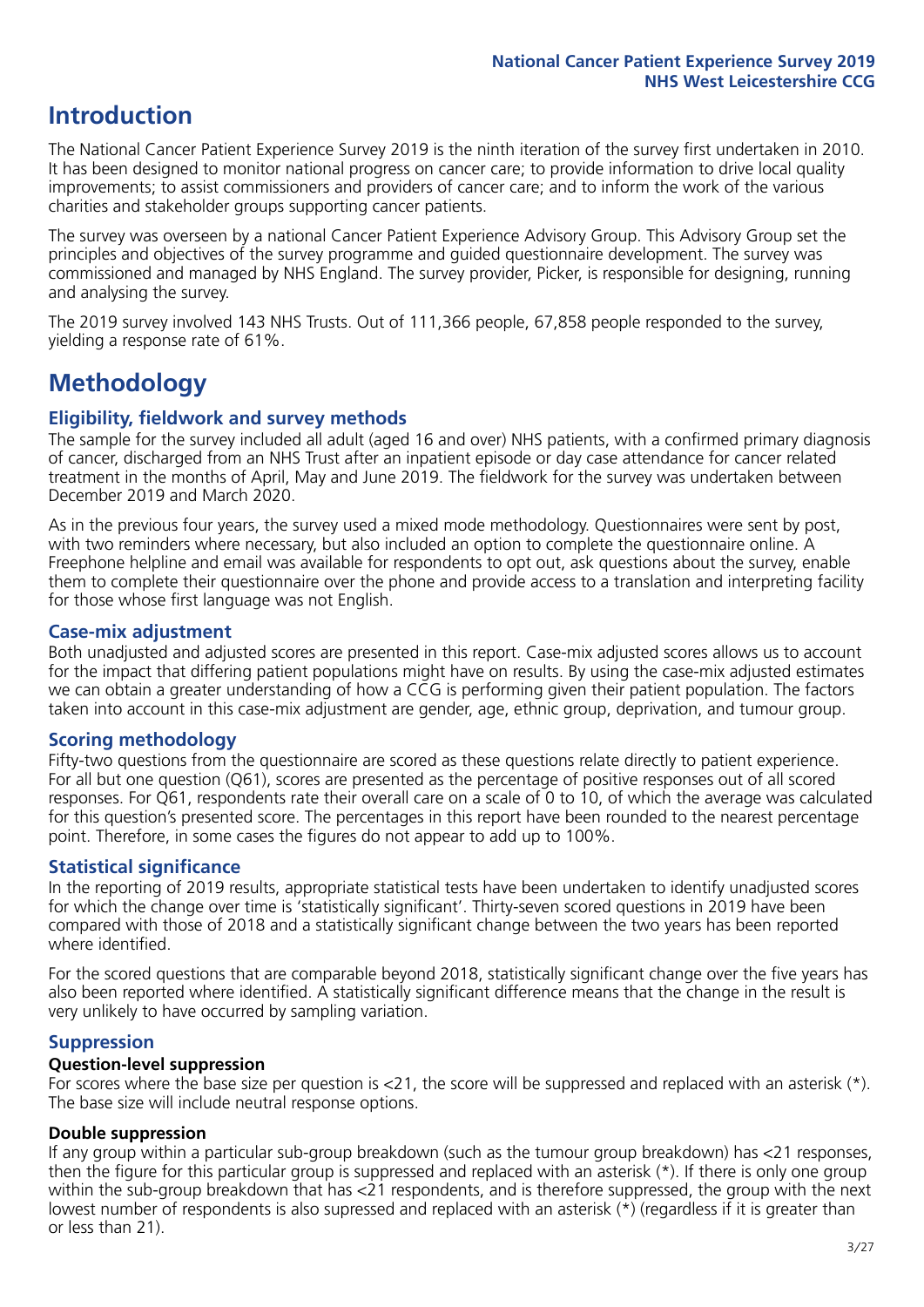# Introduction

The National Cancer Patient Experience Survey 2019 is the ninth iteration of the survey first undertaken in 2010. It has been designed to monitor national progress on cancer care; to provide information to drive local quality improvements; to assist commissioners and providers of cancer care; and to inform the work of the various charities and stakeholder groups supporting cancer patients.

The survey was overseen by a national Cancer Patient Experience Advisory Group. This Advisory Group set the principles and objectives of the survey programme and guided questionnaire development. The survey was commissioned and managed by NHS England. The survey provider, Picker, is responsible for designing, running and analysing the survey.

The 2019 survey involved 143 NHS Trusts. Out of 111,366 people, 67,858 people responded to the survey, yielding a response rate of 61%.

# Methodology

### Eligibility, fieldwork and survey methods

The sample for the survey included all adult (aged 16 and over) NHS patients, with a confirmed primary diagnosis of cancer, discharged from an NHS Trust after an inpatient episode or day case attendance for cancer related treatment in the months of April, May and June 2019. The fieldwork for the survey was undertaken between December 2019 and March 2020.

As in the previous four years, the survey used a mixed mode methodology. Questionnaires were sent by post, with two reminders where necessary, but also included an option to complete the questionnaire online. A Freephone helpline and email was available for respondents to opt out, ask questions about the survey, enable them to complete their questionnaire over the phone and provide access to a translation and interpreting facility for those whose first language was not English.

### Case-mix adjustment

Both unadjusted and adjusted scores are presented in this report. Case-mix adjusted scores allows us to account for the impact that differing patient populations might have on results. By using the case-mix adjusted estimates we can obtain a greater understanding of how a CCG is performing given their patient population. The factors taken into account in this case-mix adjustment are gender, age, ethnic group, deprivation, and tumour group.

### Scoring methodology

Fifty-two questions from the questionnaire are scored as these questions relate directly to patient experience. For all but one question (Q61), scores are presented as the percentage of positive responses out of all scored responses. For Q61, respondents rate their overall care on a scale of 0 to 10, of which the average was calculated for this question's presented score. The percentages in this report have been rounded to the nearest percentage point. Therefore, in some cases the figures do not appear to add up to 100%.

### Statistical significance

In the reporting of 2019 results, appropriate statistical tests have been undertaken to identify unadjusted scores for which the change over time is 'statistically significant'. Thirty-seven scored questions in 2019 have been compared with those of 2018 and a statistically significant change between the two years has been reported where identified.

For the scored questions that are comparable beyond 2018, statistically significant change over the five years has also been reported where identified. A statistically significant difference means that the change in the result is very unlikely to have occurred by sampling variation.

### Suppression

#### Question-level suppression

For scores where the base size per question is <21, the score will be suppressed and replaced with an asterisk (*). The base size will include neutral response options.

#### Double suppression

If any group within a particular sub-group breakdown (such as the tumour group breakdown) has <21 responses, then the figure for this particular group is suppressed and replaced with an asterisk (*). If there is only one group within the sub-group breakdown that has <21 respondents, and is therefore suppressed, the group with the next lowest number of respondents is also supressed and replaced with an asterisk (*) (regardless if it is greater than or less than 21).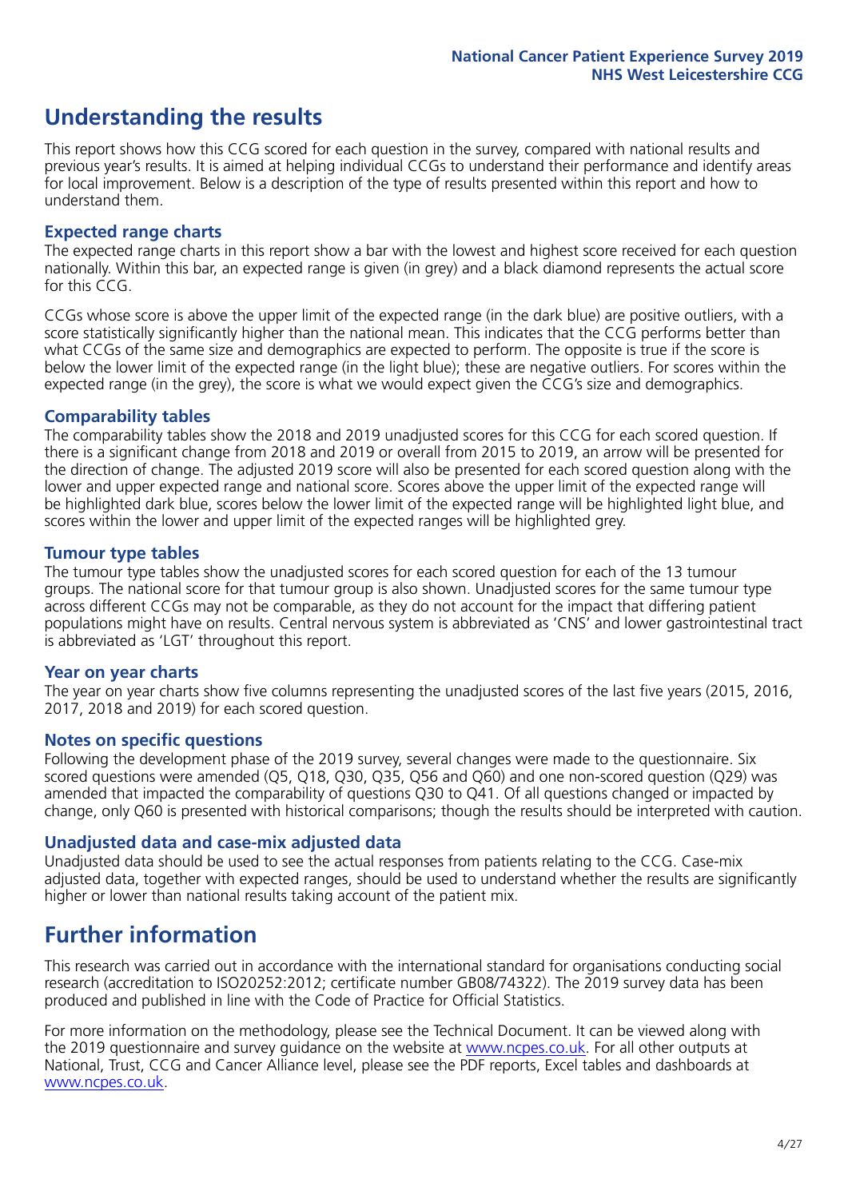# Understanding the results

This report shows how this CCG scored for each question in the survey, compared with national results and previous year's results. It is aimed at helping individual CCGs to understand their performance and identify areas for local improvement. Below is a description of the type of results presented within this report and how to understand them.

## Expected range charts

The expected range charts in this report show a bar with the lowest and highest score received for each question nationally. Within this bar, an expected range is given (in grey) and a black diamond represents the actual score for this CCG.

CCGs whose score is above the upper limit of the expected range (in the dark blue) are positive outliers, with a score statistically significantly higher than the national mean. This indicates that the CCG performs better than what CCGs of the same size and demographics are expected to perform. The opposite is true if the score is below the lower limit of the expected range (in the light blue); these are negative outliers. For scores within the expected range (in the grey), the score is what we would expect given the CCG's size and demographics.

## Comparability tables

The comparability tables show the 2018 and 2019 unadjusted scores for this CCG for each scored question. If there is a significant change from 2018 and 2019 or overall from 2015 to 2019, an arrow will be presented for the direction of change. The adjusted 2019 score will also be presented for each scored question along with the lower and upper expected range and national score. Scores above the upper limit of the expected range will be highlighted dark blue, scores below the lower limit of the expected range will be highlighted light blue, and scores within the lower and upper limit of the expected ranges will be highlighted grey.

## Tumour type tables

The tumour type tables show the unadjusted scores for each scored question for each of the 13 tumour groups. The national score for that tumour group is also shown. Unadjusted scores for the same tumour type across different CCGs may not be comparable, as they do not account for the impact that differing patient populations might have on results. Central nervous system is abbreviated as 'CNS' and lower gastrointestinal tract is abbreviated as 'LGT' throughout this report.

## Year on year charts

The year on year charts show five columns representing the unadjusted scores of the last five years (2015, 2016, 2017, 2018 and 2019) for each scored question.

## Notes on specific questions

Following the development phase of the 2019 survey, several changes were made to the questionnaire. Six scored questions were amended (Q5, Q18, Q30, Q35, Q56 and Q60) and one non-scored question (Q29) was amended that impacted the comparability of questions Q30 to Q41. Of all questions changed or impacted by change, only Q60 is presented with historical comparisons; though the results should be interpreted with caution.

## Unadjusted data and case-mix adjusted data

Unadjusted data should be used to see the actual responses from patients relating to the CCG. Case-mix adjusted data, together with expected ranges, should be used to understand whether the results are significantly higher or lower than national results taking account of the patient mix.

# Further information

This research was carried out in accordance with the international standard for organisations conducting social research (accreditation to ISO20252:2012; certificate number GB08/74322). The 2019 survey data has been produced and published in line with the Code of Practice for Official Statistics.

For more information on the methodology, please see the Technical Document. It can be viewed along with the 2019 questionnaire and survey guidance on the website at www.ncpes.co.uk. For all other outputs at National, Trust, CCG and Cancer Alliance level, please see the PDF reports, Excel tables and dashboards at www.ncpes.co.uk.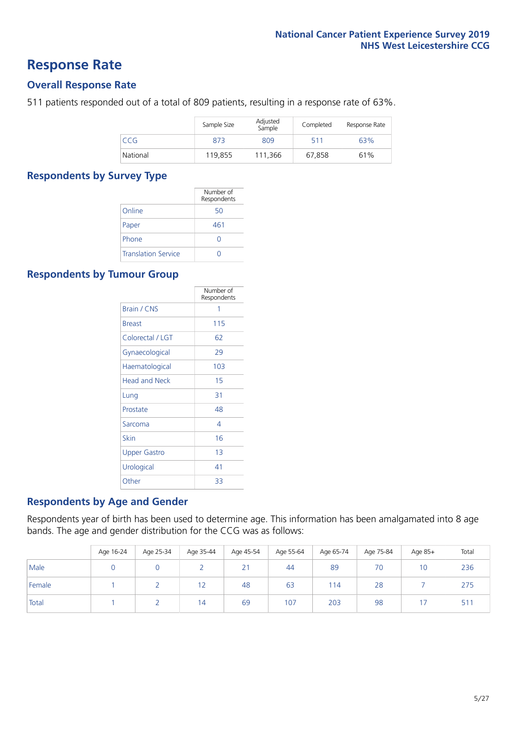# Response Rate

## Overall Response Rate

511 patients responded out of a total of 809 patients, resulting in a response rate of 63%.

| | Sample Size | Adjusted Sample | Completed | Response Rate |
|---|---|---|---|---|
| CCG | 873 | 809 | 511 | 63% |
| National | 119,855 | 111,366 | 67,858 | 61% |

## Respondents by Survey Type

| | Number of Respondents |
|---|---|
| Online | 50 |
| Paper | 461 |
| Phone | 0 |
| Translation Service | 0 |

## Respondents by Tumour Group

| | Number of Respondents |
|---|---|
| Brain / CNS | 1 |
| Breast | 115 |
| Colorectal / LGT | 62 |
| Gynaecological | 29 |
| Haematological | 103 |
| Head and Neck | 15 |
| Lung | 31 |
| Prostate | 48 |
| Sarcoma | 4 |
| Skin | 16 |
| Upper Gastro | 13 |
| Urological | 41 |
| Other | 33 |

## Respondents by Age and Gender

Respondents year of birth has been used to determine age. This information has been amalgamated into 8 age bands. The age and gender distribution for the CCG was as follows:

| | Age 16-24 | Age 25-34 | Age 35-44 | Age 45-54 | Age 55-64 | Age 65-74 | Age 75-84 | Age 85+ | Total |
|---|---|---|---|---|---|---|---|---|---|
| Male | 0 | 0 | 2 | 21 | 44 | 89 | 70 | 10 | 236 |
| Female | 1 | 2 | 12 | 48 | 63 | 114 | 28 | 7 | 275 |
| Total | 1 | 2 | 14 | 69 | 107 | 203 | 98 | 17 | 511 |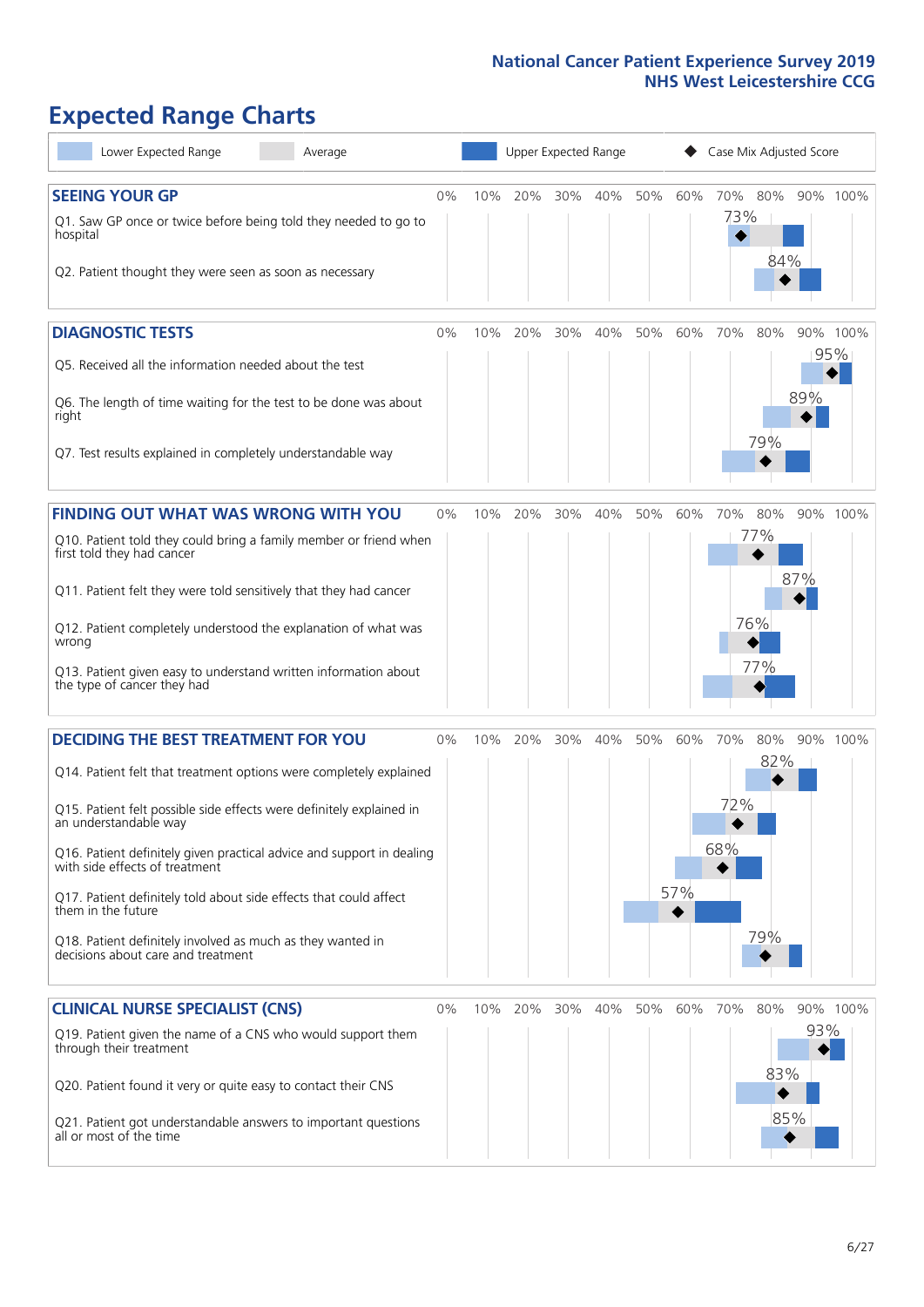# Expected Range Charts

Lower Expected Range | Average | Upper Expected Range | Case Mix Adjusted Score

## SEEING YOUR GP

| Question | Score |
| --- | --- |
| Q1. Saw GP once or twice before being told they needed to go to hospital | 73% |
| Q2. Patient thought they were seen as soon as necessary | 84% |

## DIAGNOSTIC TESTS

| Question | Score |
| --- | --- |
| Q5. Received all the information needed about the test | 95% |
| Q6. The length of time waiting for the test to be done was about right | 89% |
| Q7. Test results explained in completely understandable way | 79% |

## FINDING OUT WHAT WAS WRONG WITH YOU

| Question | Score |
| --- | --- |
| Q10. Patient told they could bring a family member or friend when first told they had cancer | 77% |
| Q11. Patient felt they were told sensitively that they had cancer | 87% |
| Q12. Patient completely understood the explanation of what was wrong | 76% |
| Q13. Patient given easy to understand written information about the type of cancer they had | 77% |

## DECIDING THE BEST TREATMENT FOR YOU

| Question | Score |
| --- | --- |
| Q14. Patient felt that treatment options were completely explained | 82% |
| Q15. Patient felt possible side effects were definitely explained in an understandable way | 72% |
| Q16. Patient definitely given practical advice and support in dealing with side effects of treatment | 68% |
| Q17. Patient definitely told about side effects that could affect them in the future | 57% |
| Q18. Patient definitely involved as much as they wanted in decisions about care and treatment | 79% |

## CLINICAL NURSE SPECIALIST (CNS)

| Question | Score |
| --- | --- |
| Q19. Patient given the name of a CNS who would support them through their treatment | 93% |
| Q20. Patient found it very or quite easy to contact their CNS | 83% |
| Q21. Patient got understandable answers to important questions all or most of the time | 85% |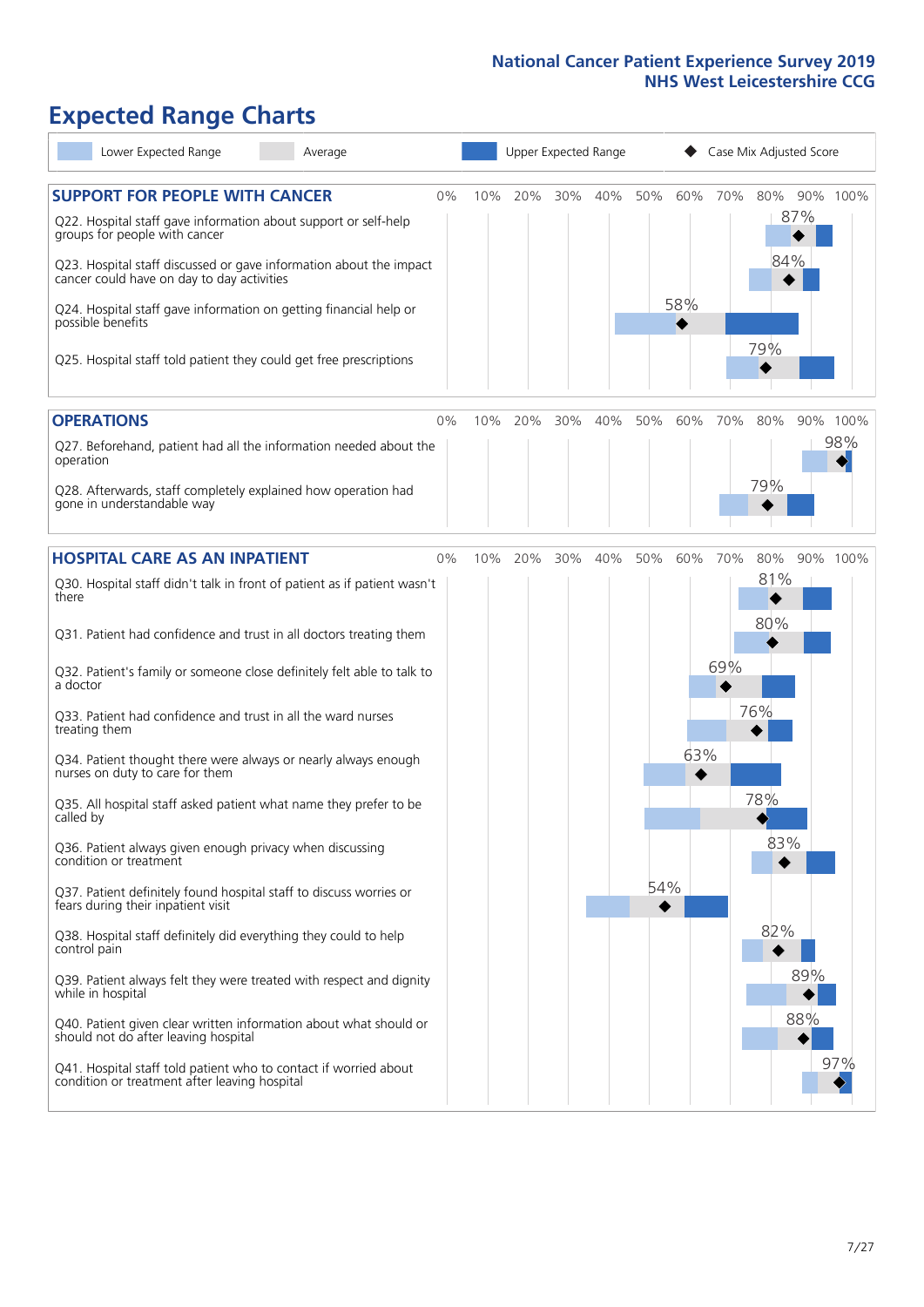National Cancer Patient Experience Survey 2019
NHS West Leicestershire CCG

# Expected Range Charts

Lower Expected Range | Average | Upper Expected Range | ◆ Case Mix Adjusted Score

## SUPPORT FOR PEOPLE WITH CANCER

| Question | Case Mix Adjusted Score |
|---|---|
| Q22. Hospital staff gave information about support or self-help groups for people with cancer | 87% |
| Q23. Hospital staff discussed or gave information about the impact cancer could have on day to day activities | 84% |
| Q24. Hospital staff gave information on getting financial help or possible benefits | 58% |
| Q25. Hospital staff told patient they could get free prescriptions | 79% |

## OPERATIONS

| Question | Case Mix Adjusted Score |
|---|---|
| Q27. Beforehand, patient had all the information needed about the operation | 98% |
| Q28. Afterwards, staff completely explained how operation had gone in understandable way | 79% |

## HOSPITAL CARE AS AN INPATIENT

| Question | Case Mix Adjusted Score |
|---|---|
| Q30. Hospital staff didn't talk in front of patient as if patient wasn't there | 81% |
| Q31. Patient had confidence and trust in all doctors treating them | 80% |
| Q32. Patient's family or someone close definitely felt able to talk to a doctor | 69% |
| Q33. Patient had confidence and trust in all the ward nurses treating them | 76% |
| Q34. Patient thought there were always or nearly always enough nurses on duty to care for them | 63% |
| Q35. All hospital staff asked patient what name they prefer to be called by | 78% |
| Q36. Patient always given enough privacy when discussing condition or treatment | 83% |
| Q37. Patient definitely found hospital staff to discuss worries or fears during their inpatient visit | 54% |
| Q38. Hospital staff definitely did everything they could to help control pain | 82% |
| Q39. Patient always felt they were treated with respect and dignity while in hospital | 89% |
| Q40. Patient given clear written information about what should or should not do after leaving hospital | 88% |
| Q41. Hospital staff told patient who to contact if worried about condition or treatment after leaving hospital | 97% |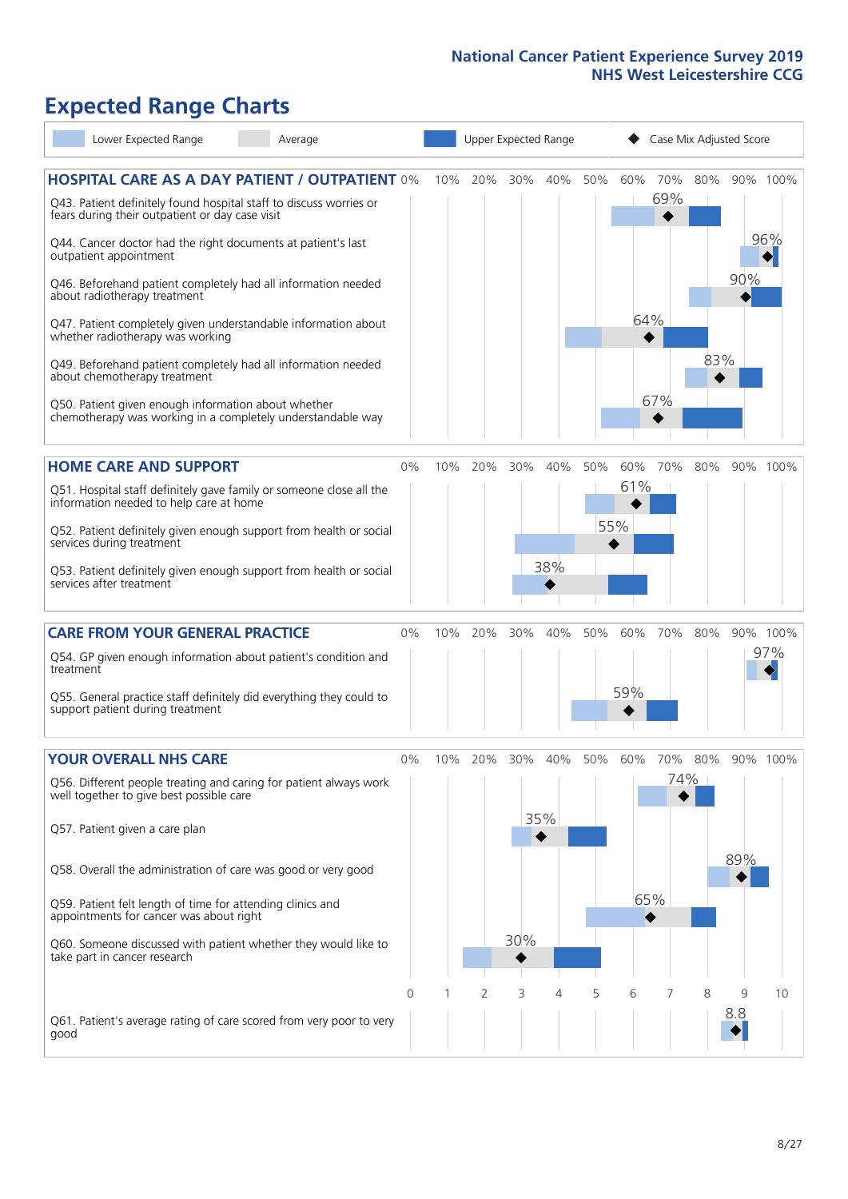National Cancer Patient Experience Survey 2019
NHS West Leicestershire CCG

# Expected Range Charts

Lower Expected Range | Average | Upper Expected Range | ◆ Case Mix Adjusted Score

## HOSPITAL CARE AS A DAY PATIENT / OUTPATIENT

| Question | Case Mix Adjusted Score |
|---|---|
| Q43. Patient definitely found hospital staff to discuss worries or fears during their outpatient or day case visit | 69% |
| Q44. Cancer doctor had the right documents at patient's last outpatient appointment | 96% |
| Q46. Beforehand patient completely had all information needed about radiotherapy treatment | 90% |
| Q47. Patient completely given understandable information about whether radiotherapy was working | 64% |
| Q49. Beforehand patient completely had all information needed about chemotherapy treatment | 83% |
| Q50. Patient given enough information about whether chemotherapy was working in a completely understandable way | 67% |

## HOME CARE AND SUPPORT

| Question | Case Mix Adjusted Score |
|---|---|
| Q51. Hospital staff definitely gave family or someone close all the information needed to help care at home | 61% |
| Q52. Patient definitely given enough support from health or social services during treatment | 55% |
| Q53. Patient definitely given enough support from health or social services after treatment | 38% |

## CARE FROM YOUR GENERAL PRACTICE

| Question | Case Mix Adjusted Score |
|---|---|
| Q54. GP given enough information about patient's condition and treatment | 97% |
| Q55. General practice staff definitely did everything they could to support patient during treatment | 59% |

## YOUR OVERALL NHS CARE

| Question | Case Mix Adjusted Score |
|---|---|
| Q56. Different people treating and caring for patient always work well together to give best possible care | 74% |
| Q57. Patient given a care plan | 35% |
| Q58. Overall the administration of care was good or very good | 89% |
| Q59. Patient felt length of time for attending clinics and appointments for cancer was about right | 65% |
| Q60. Someone discussed with patient whether they would like to take part in cancer research | 30% |
| Q61. Patient's average rating of care scored from very poor to very good | 8.8 |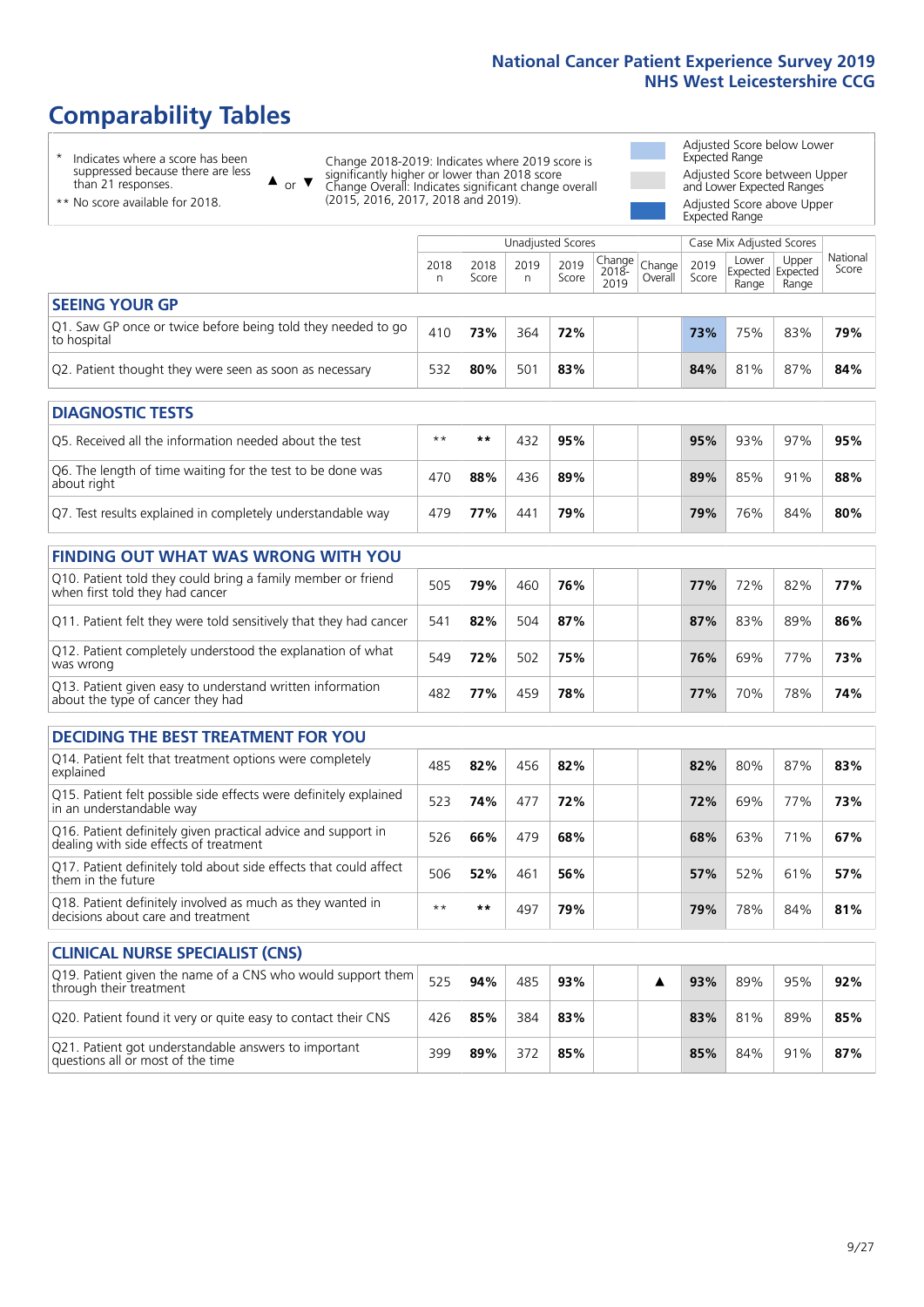## National Cancer Patient Experience Survey 2019
## NHS West Leicestershire CCG

# Comparability Tables

- \* Indicates where a score has been suppressed because there are less than 21 responses.
- \*\* No score available for 2018.

▲ or ▼ Change 2018-2019: Indicates where 2019 score is significantly higher or lower than 2018 score. Change Overall: Indicates significant change overall (2015, 2016, 2017, 2018 and 2019).

- Adjusted Score below Lower Expected Range
- Adjusted Score between Upper and Lower Expected Ranges
- Adjusted Score above Upper Expected Range

| | Unadjusted Scores | | | | | | Case Mix Adjusted Scores | | | |
|---|---|---|---|---|---|---|---|---|---|---|
| | 2018 n | 2018 Score | 2019 n | 2019 Score | Change 2018-2019 | Change Overall | 2019 Score | Lower Expected Range | Upper Expected Range | National Score |
| **SEEING YOUR GP** | | | | | | | | | | |
| Q1. Saw GP once or twice before being told they needed to go to hospital | 410 | **73%** | 364 | **72%** | | | **73%** | 75% | 83% | **79%** |
| Q2. Patient thought they were seen as soon as necessary | 532 | **80%** | 501 | **83%** | | | **84%** | 81% | 87% | **84%** |
| **DIAGNOSTIC TESTS** | | | | | | | | | | |
| Q5. Received all the information needed about the test | \*\* | **\*\*** | 432 | **95%** | | | **95%** | 93% | 97% | **95%** |
| Q6. The length of time waiting for the test to be done was about right | 470 | **88%** | 436 | **89%** | | | **89%** | 85% | 91% | **88%** |
| Q7. Test results explained in completely understandable way | 479 | **77%** | 441 | **79%** | | | **79%** | 76% | 84% | **80%** |
| **FINDING OUT WHAT WAS WRONG WITH YOU** | | | | | | | | | | |
| Q10. Patient told they could bring a family member or friend when first told they had cancer | 505 | **79%** | 460 | **76%** | | | **77%** | 72% | 82% | **77%** |
| Q11. Patient felt they were told sensitively that they had cancer | 541 | **82%** | 504 | **87%** | | | **87%** | 83% | 89% | **86%** |
| Q12. Patient completely understood the explanation of what was wrong | 549 | **72%** | 502 | **75%** | | | **76%** | 69% | 77% | **73%** |
| Q13. Patient given easy to understand written information about the type of cancer they had | 482 | **77%** | 459 | **78%** | | | **77%** | 70% | 78% | **74%** |
| **DECIDING THE BEST TREATMENT FOR YOU** | | | | | | | | | | |
| Q14. Patient felt that treatment options were completely explained | 485 | **82%** | 456 | **82%** | | | **82%** | 80% | 87% | **83%** |
| Q15. Patient felt possible side effects were definitely explained in an understandable way | 523 | **74%** | 477 | **72%** | | | **72%** | 69% | 77% | **73%** |
| Q16. Patient definitely given practical advice and support in dealing with side effects of treatment | 526 | **66%** | 479 | **68%** | | | **68%** | 63% | 71% | **67%** |
| Q17. Patient definitely told about side effects that could affect them in the future | 506 | **52%** | 461 | **56%** | | | **57%** | 52% | 61% | **57%** |
| Q18. Patient definitely involved as much as they wanted in decisions about care and treatment | \*\* | **\*\*** | 497 | **79%** | | | **79%** | 78% | 84% | **81%** |
| **CLINICAL NURSE SPECIALIST (CNS)** | | | | | | | | | | |
| Q19. Patient given the name of a CNS who would support them through their treatment | 525 | **94%** | 485 | **93%** | | ▲ | **93%** | 89% | 95% | **92%** |
| Q20. Patient found it very or quite easy to contact their CNS | 426 | **85%** | 384 | **83%** | | | **83%** | 81% | 89% | **85%** |
| Q21. Patient got understandable answers to important questions all or most of the time | 399 | **89%** | 372 | **85%** | | | **85%** | 84% | 91% | **87%** |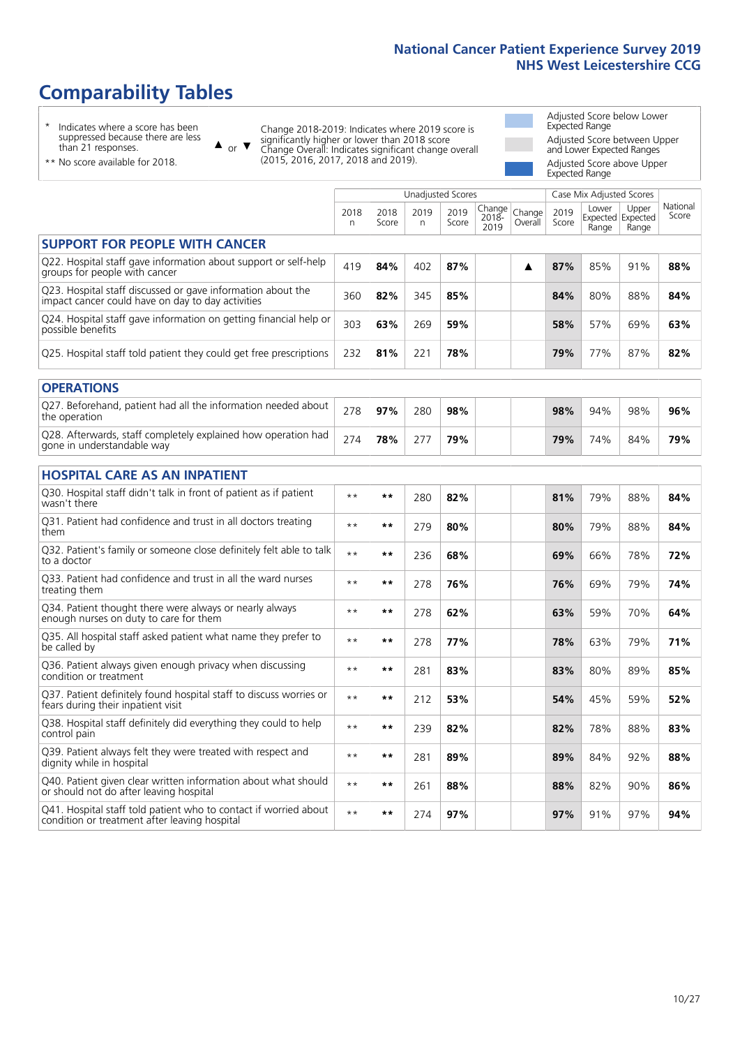# Comparability Tables

- \* Indicates where a score has been suppressed because there are less than 21 responses.
- \*\* No score available for 2018.

▲ or ▼ Change 2018-2019: Indicates where 2019 score is significantly higher or lower than 2018 score. Change Overall: Indicates significant change overall (2015, 2016, 2017, 2018 and 2019).

- Adjusted Score below Lower Expected Range
- Adjusted Score between Upper and Lower Expected Ranges
- Adjusted Score above Upper Expected Range

| | Unadjusted Scores | | | | | | Case Mix Adjusted Scores | | | |
|---|---|---|---|---|---|---|---|---|---|---|
| | 2018 n | 2018 Score | 2019 n | 2019 Score | Change 2018-2019 | Change Overall | 2019 Score | Lower Expected Range | Upper Expected Range | National Score |
| **SUPPORT FOR PEOPLE WITH CANCER** | | | | | | | | | | |
| Q22. Hospital staff gave information about support or self-help groups for people with cancer | 419 | **84%** | 402 | **87%** | | ▲ | **87%** | 85% | 91% | **88%** |
| Q23. Hospital staff discussed or gave information about the impact cancer could have on day to day activities | 360 | **82%** | 345 | **85%** | | | **84%** | 80% | 88% | **84%** |
| Q24. Hospital staff gave information on getting financial help or possible benefits | 303 | **63%** | 269 | **59%** | | | **58%** | 57% | 69% | **63%** |
| Q25. Hospital staff told patient they could get free prescriptions | 232 | **81%** | 221 | **78%** | | | **79%** | 77% | 87% | **82%** |
| **OPERATIONS** | | | | | | | | | | |
| Q27. Beforehand, patient had all the information needed about the operation | 278 | **97%** | 280 | **98%** | | | **98%** | 94% | 98% | **96%** |
| Q28. Afterwards, staff completely explained how operation had gone in understandable way | 274 | **78%** | 277 | **79%** | | | **79%** | 74% | 84% | **79%** |
| **HOSPITAL CARE AS AN INPATIENT** | | | | | | | | | | |
| Q30. Hospital staff didn't talk in front of patient as if patient wasn't there | ** | ** | 280 | **82%** | | | **81%** | 79% | 88% | **84%** |
| Q31. Patient had confidence and trust in all doctors treating them | ** | ** | 279 | **80%** | | | **80%** | 79% | 88% | **84%** |
| Q32. Patient's family or someone close definitely felt able to talk to a doctor | ** | ** | 236 | **68%** | | | **69%** | 66% | 78% | **72%** |
| Q33. Patient had confidence and trust in all the ward nurses treating them | ** | ** | 278 | **76%** | | | **76%** | 69% | 79% | **74%** |
| Q34. Patient thought there were always or nearly always enough nurses on duty to care for them | ** | ** | 278 | **62%** | | | **63%** | 59% | 70% | **64%** |
| Q35. All hospital staff asked patient what name they prefer to be called by | ** | ** | 278 | **77%** | | | **78%** | 63% | 79% | **71%** |
| Q36. Patient always given enough privacy when discussing condition or treatment | ** | ** | 281 | **83%** | | | **83%** | 80% | 89% | **85%** |
| Q37. Patient definitely found hospital staff to discuss worries or fears during their inpatient visit | ** | ** | 212 | **53%** | | | **54%** | 45% | 59% | **52%** |
| Q38. Hospital staff definitely did everything they could to help control pain | ** | ** | 239 | **82%** | | | **82%** | 78% | 88% | **83%** |
| Q39. Patient always felt they were treated with respect and dignity while in hospital | ** | ** | 281 | **89%** | | | **89%** | 84% | 92% | **88%** |
| Q40. Patient given clear written information about what should or should not do after leaving hospital | ** | ** | 261 | **88%** | | | **88%** | 82% | 90% | **86%** |
| Q41. Hospital staff told patient who to contact if worried about condition or treatment after leaving hospital | ** | ** | 274 | **97%** | | | **97%** | 91% | 97% | **94%** |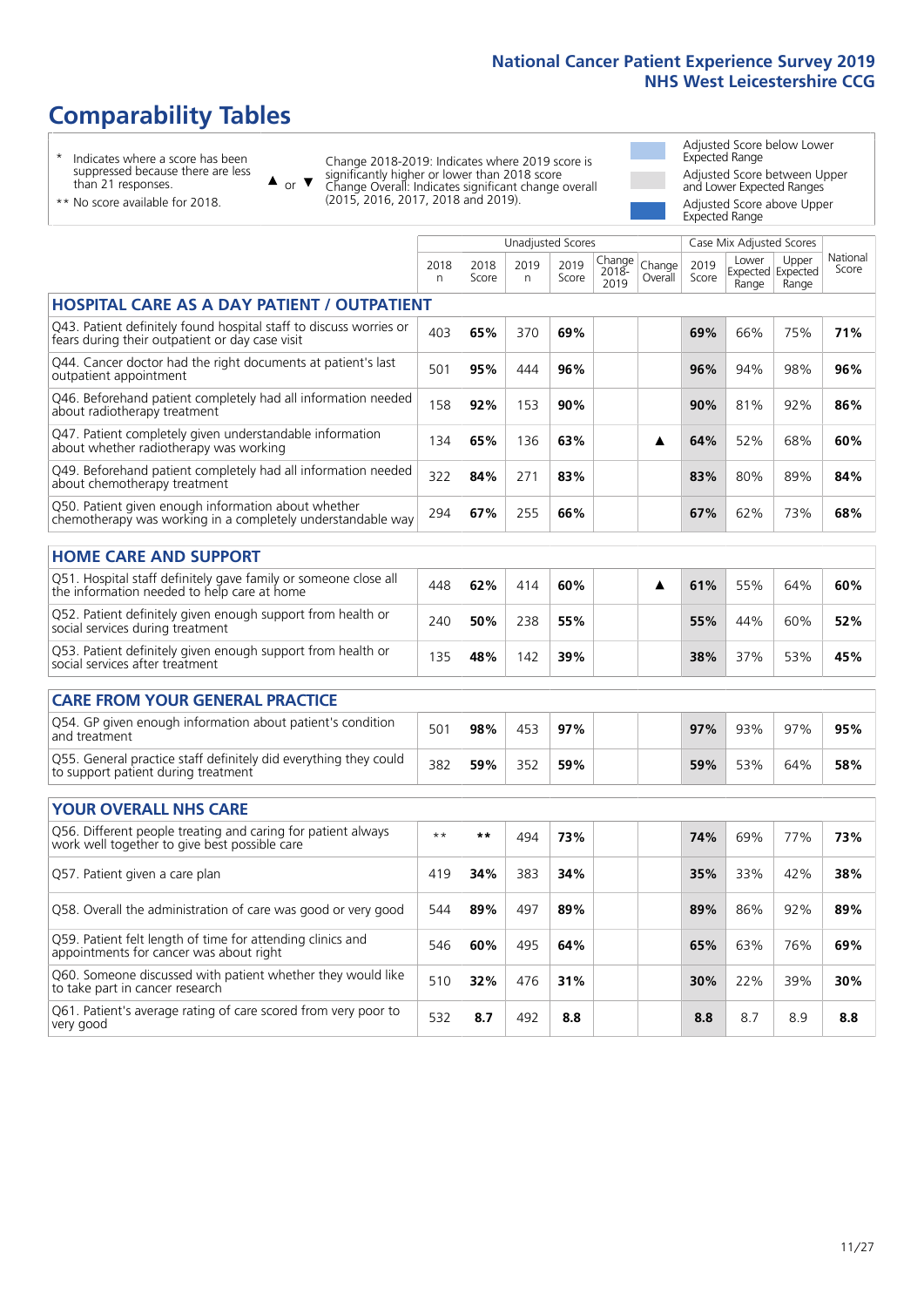# Comparability Tables

- \* Indicates where a score has been suppressed because there are less than 21 responses.
- \*\* No score available for 2018.

▲ or ▼ Change 2018-2019: Indicates where 2019 score is significantly higher or lower than 2018 score. Change Overall: Indicates significant change overall (2015, 2016, 2017, 2018 and 2019).

- Adjusted Score below Lower Expected Range
- Adjusted Score between Upper and Lower Expected Ranges
- Adjusted Score above Upper Expected Range

| | Unadjusted Scores | | | | | | Case Mix Adjusted Scores | | | |
|---|---|---|---|---|---|---|---|---|---|---|
| | 2018 n | 2018 Score | 2019 n | 2019 Score | Change 2018-2019 | Change Overall | 2019 Score | Lower Expected Range | Upper Expected Range | National Score |
| **HOSPITAL CARE AS A DAY PATIENT / OUTPATIENT** | | | | | | | | | | |
| Q43. Patient definitely found hospital staff to discuss worries or fears during their outpatient or day case visit | 403 | **65%** | 370 | **69%** | | | **69%** | 66% | 75% | **71%** |
| Q44. Cancer doctor had the right documents at patient's last outpatient appointment | 501 | **95%** | 444 | **96%** | | | **96%** | 94% | 98% | **96%** |
| Q46. Beforehand patient completely had all information needed about radiotherapy treatment | 158 | **92%** | 153 | **90%** | | | **90%** | 81% | 92% | **86%** |
| Q47. Patient completely given understandable information about whether radiotherapy was working | 134 | **65%** | 136 | **63%** | | ▲ | **64%** | 52% | 68% | **60%** |
| Q49. Beforehand patient completely had all information needed about chemotherapy treatment | 322 | **84%** | 271 | **83%** | | | **83%** | 80% | 89% | **84%** |
| Q50. Patient given enough information about whether chemotherapy was working in a completely understandable way | 294 | **67%** | 255 | **66%** | | | **67%** | 62% | 73% | **68%** |
| **HOME CARE AND SUPPORT** | | | | | | | | | | |
| Q51. Hospital staff definitely gave family or someone close all the information needed to help care at home | 448 | **62%** | 414 | **60%** | | ▲ | **61%** | 55% | 64% | **60%** |
| Q52. Patient definitely given enough support from health or social services during treatment | 240 | **50%** | 238 | **55%** | | | **55%** | 44% | 60% | **52%** |
| Q53. Patient definitely given enough support from health or social services after treatment | 135 | **48%** | 142 | **39%** | | | **38%** | 37% | 53% | **45%** |
| **CARE FROM YOUR GENERAL PRACTICE** | | | | | | | | | | |
| Q54. GP given enough information about patient's condition and treatment | 501 | **98%** | 453 | **97%** | | | **97%** | 93% | 97% | **95%** |
| Q55. General practice staff definitely did everything they could to support patient during treatment | 382 | **59%** | 352 | **59%** | | | **59%** | 53% | 64% | **58%** |
| **YOUR OVERALL NHS CARE** | | | | | | | | | | |
| Q56. Different people treating and caring for patient always work well together to give best possible care | ** | ** | 494 | **73%** | | | **74%** | 69% | 77% | **73%** |
| Q57. Patient given a care plan | 419 | **34%** | 383 | **34%** | | | **35%** | 33% | 42% | **38%** |
| Q58. Overall the administration of care was good or very good | 544 | **89%** | 497 | **89%** | | | **89%** | 86% | 92% | **89%** |
| Q59. Patient felt length of time for attending clinics and appointments for cancer was about right | 546 | **60%** | 495 | **64%** | | | **65%** | 63% | 76% | **69%** |
| Q60. Someone discussed with patient whether they would like to take part in cancer research | 510 | **32%** | 476 | **31%** | | | **30%** | 22% | 39% | **30%** |
| Q61. Patient's average rating of care scored from very poor to very good | 532 | **8.7** | 492 | **8.8** | | | **8.8** | 8.7 | 8.9 | **8.8** |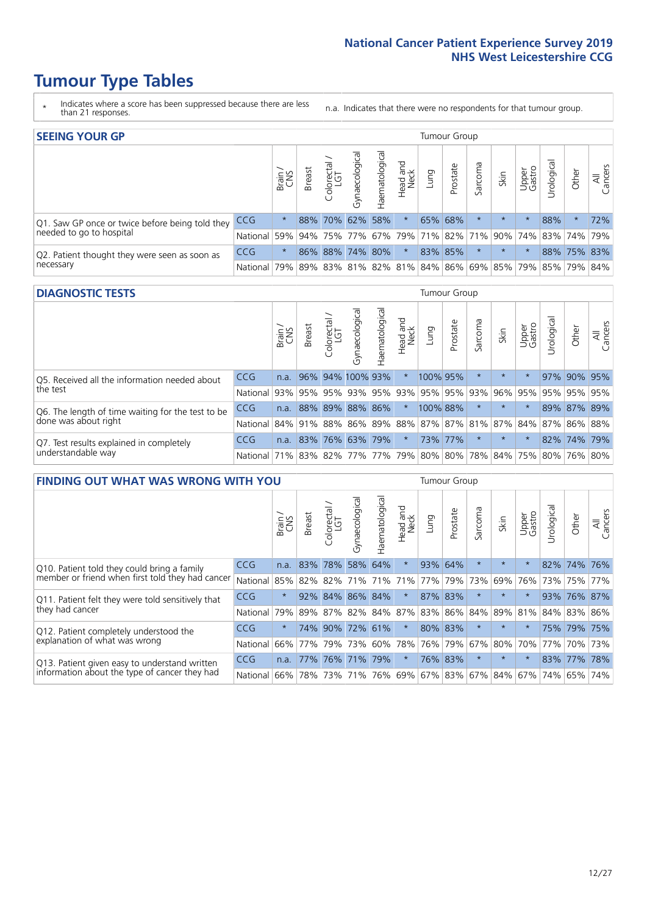# Tumour Type Tables

\* Indicates where a score has been suppressed because there are less than 21 responses.

n.a. Indicates that there were no respondents for that tumour group.

## SEEING YOUR GP

| | | Brain / CNS | Breast | Colorectal / LGT | Gynaecological | Haematological | Head and Neck | Lung | Prostate | Sarcoma | Skin | Upper Gastro | Urological | Other | All Cancers |
|---|---|---|---|---|---|---|---|---|---|---|---|---|---|---|---|
| Q1. Saw GP once or twice before being told they needed to go to hospital | CCG | * | 88% | 70% | 62% | 58% | * | 65% | 68% | * | * | * | 88% | * | 72% |
| | National | 59% | 94% | 75% | 77% | 67% | 79% | 71% | 82% | 71% | 90% | 74% | 83% | 74% | 79% |
| Q2. Patient thought they were seen as soon as necessary | CCG | * | 86% | 88% | 74% | 80% | * | 83% | 85% | * | * | * | 88% | 75% | 83% |
| | National | 79% | 89% | 83% | 81% | 82% | 81% | 84% | 86% | 69% | 85% | 79% | 85% | 79% | 84% |

## DIAGNOSTIC TESTS

| | | Brain / CNS | Breast | Colorectal / LGT | Gynaecological | Haematological | Head and Neck | Lung | Prostate | Sarcoma | Skin | Upper Gastro | Urological | Other | All Cancers |
|---|---|---|---|---|---|---|---|---|---|---|---|---|---|---|---|
| Q5. Received all the information needed about the test | CCG | n.a. | 96% | 94% | 100% | 93% | * | 100% | 95% | * | * | * | 97% | 90% | 95% |
| | National | 93% | 95% | 95% | 93% | 95% | 93% | 95% | 95% | 93% | 96% | 95% | 95% | 95% | 95% |
| Q6. The length of time waiting for the test to be done was about right | CCG | n.a. | 88% | 89% | 88% | 86% | * | 100% | 88% | * | * | * | 89% | 87% | 89% |
| | National | 84% | 91% | 88% | 86% | 89% | 88% | 87% | 87% | 81% | 87% | 84% | 87% | 86% | 88% |
| Q7. Test results explained in completely understandable way | CCG | n.a. | 83% | 76% | 63% | 79% | * | 73% | 77% | * | * | * | 82% | 74% | 79% |
| | National | 71% | 83% | 82% | 77% | 77% | 79% | 80% | 80% | 78% | 84% | 75% | 80% | 76% | 80% |

## FINDING OUT WHAT WAS WRONG WITH YOU

| | | Brain / CNS | Breast | Colorectal / LGT | Gynaecological | Haematological | Head and Neck | Lung | Prostate | Sarcoma | Skin | Upper Gastro | Urological | Other | All Cancers |
|---|---|---|---|---|---|---|---|---|---|---|---|---|---|---|---|
| Q10. Patient told they could bring a family member or friend when first told they had cancer | CCG | n.a. | 83% | 78% | 58% | 64% | * | 93% | 64% | * | * | * | 82% | 74% | 76% |
| | National | 85% | 82% | 82% | 71% | 71% | 71% | 77% | 79% | 73% | 69% | 76% | 73% | 75% | 77% |
| Q11. Patient felt they were told sensitively that they had cancer | CCG | * | 92% | 84% | 86% | 84% | * | 87% | 83% | * | * | * | 93% | 76% | 87% |
| | National | 79% | 89% | 87% | 82% | 84% | 87% | 83% | 86% | 84% | 89% | 81% | 84% | 83% | 86% |
| Q12. Patient completely understood the explanation of what was wrong | CCG | * | 74% | 90% | 72% | 61% | * | 80% | 83% | * | * | * | 75% | 79% | 75% |
| | National | 66% | 77% | 79% | 73% | 60% | 78% | 76% | 79% | 67% | 80% | 70% | 77% | 70% | 73% |
| Q13. Patient given easy to understand written information about the type of cancer they had | CCG | n.a. | 77% | 76% | 71% | 79% | * | 76% | 83% | * | * | * | 83% | 77% | 78% |
| | National | 66% | 78% | 73% | 71% | 76% | 69% | 67% | 83% | 67% | 84% | 67% | 74% | 65% | 74% |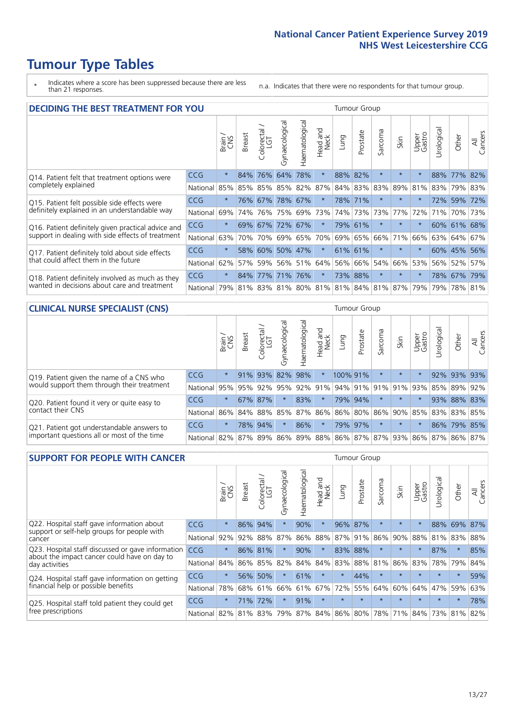# Tumour Type Tables

\* Indicates where a score has been suppressed because there are less than 21 responses.

n.a. Indicates that there were no respondents for that tumour group.

## DECIDING THE BEST TREATMENT FOR YOU

| | | Brain / CNS | Breast | Colorectal / LGT | Gynaecological | Haematological | Head and Neck | Lung | Prostate | Sarcoma | Skin | Upper Gastro | Urological | Other | All Cancers |
|---|---|---|---|---|---|---|---|---|---|---|---|---|---|---|---|
| Q14. Patient felt that treatment options were completely explained | CCG | * | 84% | 76% | 64% | 78% | * | 88% | 82% | * | * | * | 88% | 77% | 82% |
| | National | 85% | 85% | 85% | 85% | 82% | 87% | 84% | 83% | 83% | 89% | 81% | 83% | 79% | 83% |
| Q15. Patient felt possible side effects were definitely explained in an understandable way | CCG | * | 76% | 67% | 78% | 67% | * | 78% | 71% | * | * | * | 72% | 59% | 72% |
| | National | 69% | 74% | 76% | 75% | 69% | 73% | 74% | 73% | 73% | 77% | 72% | 71% | 70% | 73% |
| Q16. Patient definitely given practical advice and support in dealing with side effects of treatment | CCG | * | 69% | 67% | 72% | 67% | * | 79% | 61% | * | * | * | 60% | 61% | 68% |
| | National | 63% | 70% | 70% | 69% | 65% | 70% | 69% | 65% | 66% | 71% | 66% | 63% | 64% | 67% |
| Q17. Patient definitely told about side effects that could affect them in the future | CCG | * | 58% | 60% | 50% | 47% | * | 61% | 61% | * | * | * | 60% | 45% | 56% |
| | National | 62% | 57% | 59% | 56% | 51% | 64% | 56% | 66% | 54% | 66% | 53% | 56% | 52% | 57% |
| Q18. Patient definitely involved as much as they wanted in decisions about care and treatment | CCG | * | 84% | 77% | 71% | 76% | * | 73% | 88% | * | * | * | 78% | 67% | 79% |
| | National | 79% | 81% | 83% | 81% | 80% | 81% | 81% | 84% | 81% | 87% | 79% | 79% | 78% | 81% |

## CLINICAL NURSE SPECIALIST (CNS)

| | | Brain / CNS | Breast | Colorectal / LGT | Gynaecological | Haematological | Head and Neck | Lung | Prostate | Sarcoma | Skin | Upper Gastro | Urological | Other | All Cancers |
|---|---|---|---|---|---|---|---|---|---|---|---|---|---|---|---|
| Q19. Patient given the name of a CNS who would support them through their treatment | CCG | * | 91% | 93% | 82% | 98% | * | 100% | 91% | * | * | * | 92% | 93% | 93% |
| | National | 95% | 95% | 92% | 95% | 92% | 91% | 94% | 91% | 91% | 91% | 93% | 85% | 89% | 92% |
| Q20. Patient found it very or quite easy to contact their CNS | CCG | * | 67% | 87% | * | 83% | * | 79% | 94% | * | * | * | 93% | 88% | 83% |
| | National | 86% | 84% | 88% | 85% | 87% | 86% | 86% | 80% | 86% | 90% | 85% | 83% | 83% | 85% |
| Q21. Patient got understandable answers to important questions all or most of the time | CCG | * | 78% | 94% | * | 86% | * | 79% | 97% | * | * | * | 86% | 79% | 85% |
| | National | 82% | 87% | 89% | 86% | 89% | 88% | 86% | 87% | 87% | 93% | 86% | 87% | 86% | 87% |

## SUPPORT FOR PEOPLE WITH CANCER

| | | Brain / CNS | Breast | Colorectal / LGT | Gynaecological | Haematological | Head and Neck | Lung | Prostate | Sarcoma | Skin | Upper Gastro | Urological | Other | All Cancers |
|---|---|---|---|---|---|---|---|---|---|---|---|---|---|---|---|
| Q22. Hospital staff gave information about support or self-help groups for people with cancer | CCG | * | 86% | 94% | * | 90% | * | 96% | 87% | * | * | * | 88% | 69% | 87% |
| | National | 92% | 92% | 88% | 87% | 86% | 88% | 87% | 91% | 86% | 90% | 88% | 81% | 83% | 88% |
| Q23. Hospital staff discussed or gave information about the impact cancer could have on day to day activities | CCG | * | 86% | 81% | * | 90% | * | 83% | 88% | * | * | * | 87% | * | 85% |
| | National | 84% | 86% | 85% | 82% | 84% | 84% | 83% | 88% | 81% | 86% | 83% | 78% | 79% | 84% |
| Q24. Hospital staff gave information on getting financial help or possible benefits | CCG | * | 56% | 50% | * | 61% | * | * | 44% | * | * | * | * | * | 59% |
| | National | 78% | 68% | 61% | 66% | 61% | 67% | 72% | 55% | 64% | 60% | 64% | 47% | 59% | 63% |
| Q25. Hospital staff told patient they could get free prescriptions | CCG | * | 71% | 72% | * | 91% | * | * | * | * | * | * | * | * | 78% |
| | National | 82% | 81% | 83% | 79% | 87% | 84% | 86% | 80% | 78% | 71% | 84% | 73% | 81% | 82% |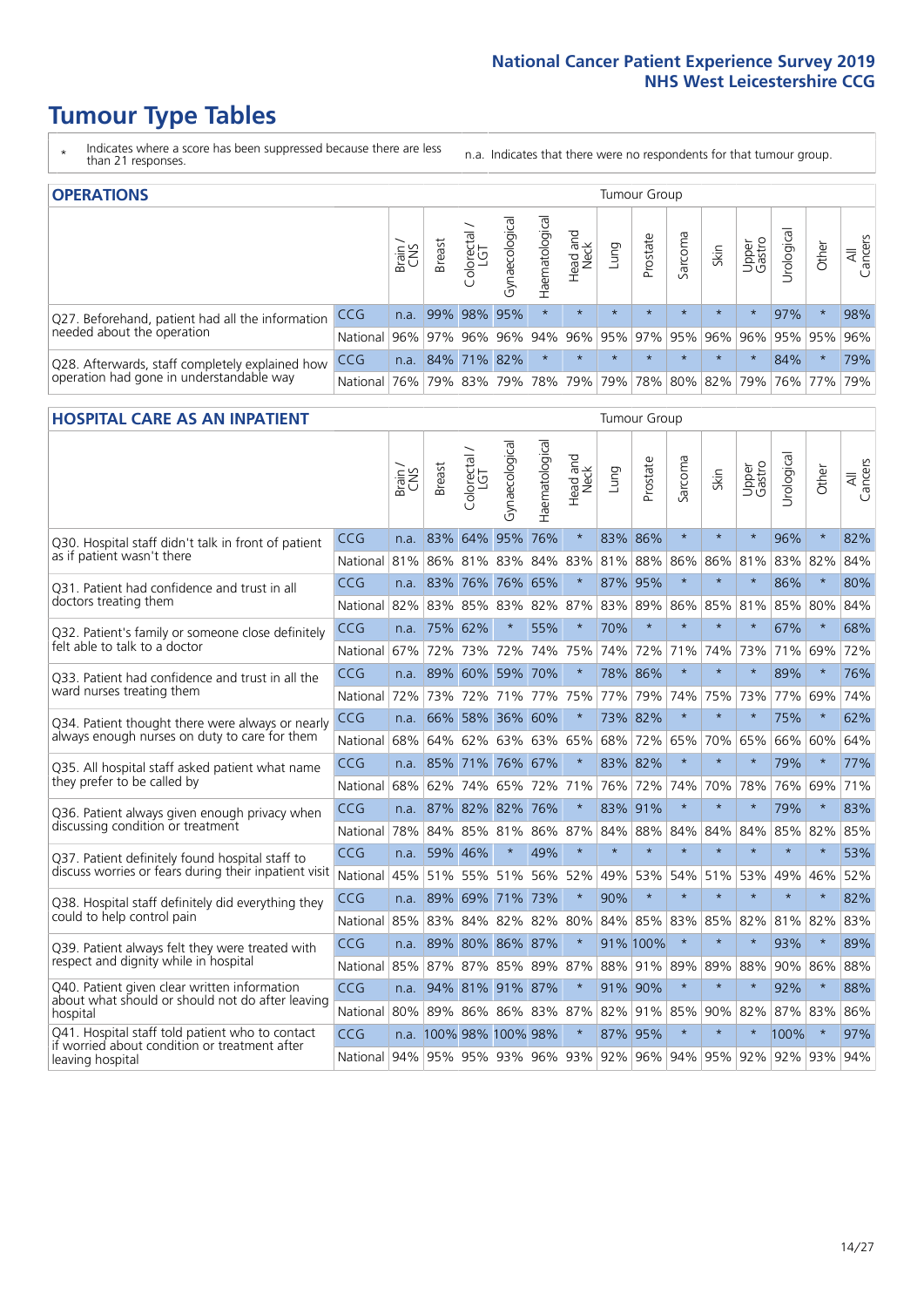# Tumour Type Tables

\* Indicates where a score has been suppressed because there are less than 21 responses.

n.a. Indicates that there were no respondents for that tumour group.

## OPERATIONS

| | | Brain / CNS | Breast | Colorectal / LGT | Gynaecological | Haematological | Head and Neck | Lung | Prostate | Sarcoma | Skin | Upper Gastro | Urological | Other | All Cancers |
|---|---|---|---|---|---|---|---|---|---|---|---|---|---|---|---|
| Q27. Beforehand, patient had all the information needed about the operation | CCG | n.a. | 99% | 98% | 95% | * | * | * | * | * | * | * | 97% | * | 98% |
| | National | 96% | 97% | 96% | 96% | 94% | 96% | 95% | 97% | 95% | 96% | 96% | 95% | 95% | 96% |
| Q28. Afterwards, staff completely explained how operation had gone in understandable way | CCG | n.a. | 84% | 71% | 82% | * | * | * | * | * | * | * | 84% | * | 79% |
| | National | 76% | 79% | 83% | 79% | 78% | 79% | 79% | 78% | 80% | 82% | 79% | 76% | 77% | 79% |

## HOSPITAL CARE AS AN INPATIENT

| | | Brain / CNS | Breast | Colorectal / LGT | Gynaecological | Haematological | Head and Neck | Lung | Prostate | Sarcoma | Skin | Upper Gastro | Urological | Other | All Cancers |
|---|---|---|---|---|---|---|---|---|---|---|---|---|---|---|---|
| Q30. Hospital staff didn't talk in front of patient as if patient wasn't there | CCG | n.a. | 83% | 64% | 95% | 76% | * | 83% | 86% | * | * | * | 96% | * | 82% |
| | National | 81% | 86% | 81% | 83% | 84% | 83% | 81% | 88% | 86% | 86% | 81% | 83% | 82% | 84% |
| Q31. Patient had confidence and trust in all doctors treating them | CCG | n.a. | 83% | 76% | 76% | 65% | * | 87% | 95% | * | * | * | 86% | * | 80% |
| | National | 82% | 83% | 85% | 83% | 82% | 87% | 83% | 89% | 86% | 85% | 81% | 85% | 80% | 84% |
| Q32. Patient's family or someone close definitely felt able to talk to a doctor | CCG | n.a. | 75% | 62% | * | 55% | * | 70% | * | * | * | * | 67% | * | 68% |
| | National | 67% | 72% | 73% | 72% | 74% | 75% | 74% | 72% | 71% | 74% | 73% | 71% | 69% | 72% |
| Q33. Patient had confidence and trust in all the ward nurses treating them | CCG | n.a. | 89% | 60% | 59% | 70% | * | 78% | 86% | * | * | * | 89% | * | 76% |
| | National | 72% | 73% | 72% | 71% | 77% | 75% | 77% | 79% | 74% | 75% | 73% | 77% | 69% | 74% |
| Q34. Patient thought there were always or nearly always enough nurses on duty to care for them | CCG | n.a. | 66% | 58% | 36% | 60% | * | 73% | 82% | * | * | * | 75% | * | 62% |
| | National | 68% | 64% | 62% | 63% | 63% | 65% | 68% | 72% | 65% | 70% | 65% | 66% | 60% | 64% |
| Q35. All hospital staff asked patient what name they prefer to be called by | CCG | n.a. | 85% | 71% | 76% | 67% | * | 83% | 82% | * | * | * | 79% | * | 77% |
| | National | 68% | 62% | 74% | 65% | 72% | 71% | 76% | 72% | 74% | 70% | 78% | 76% | 69% | 71% |
| Q36. Patient always given enough privacy when discussing condition or treatment | CCG | n.a. | 87% | 82% | 82% | 76% | * | 83% | 91% | * | * | * | 79% | * | 83% |
| | National | 78% | 84% | 85% | 81% | 86% | 87% | 84% | 88% | 84% | 84% | 84% | 85% | 82% | 85% |
| Q37. Patient definitely found hospital staff to discuss worries or fears during their inpatient visit | CCG | n.a. | 59% | 46% | * | 49% | * | * | * | * | * | * | * | * | 53% |
| | National | 45% | 51% | 55% | 51% | 56% | 52% | 49% | 53% | 54% | 51% | 53% | 49% | 46% | 52% |
| Q38. Hospital staff definitely did everything they could to help control pain | CCG | n.a. | 89% | 69% | 71% | 73% | * | 90% | * | * | * | * | * | * | 82% |
| | National | 85% | 83% | 84% | 82% | 82% | 80% | 84% | 85% | 83% | 85% | 82% | 81% | 82% | 83% |
| Q39. Patient always felt they were treated with respect and dignity while in hospital | CCG | n.a. | 89% | 80% | 86% | 87% | * | 91% | 100% | * | * | * | 93% | * | 89% |
| | National | 85% | 87% | 87% | 85% | 89% | 87% | 88% | 91% | 89% | 89% | 88% | 90% | 86% | 88% |
| Q40. Patient given clear written information about what should or should not do after leaving hospital | CCG | n.a. | 94% | 81% | 91% | 87% | * | 91% | 90% | * | * | * | 92% | * | 88% |
| | National | 80% | 89% | 86% | 86% | 83% | 87% | 82% | 91% | 85% | 90% | 82% | 87% | 83% | 86% |
| Q41. Hospital staff told patient who to contact if worried about condition or treatment after leaving hospital | CCG | n.a. | 100% | 98% | 100% | 98% | * | 87% | 95% | * | * | * | 100% | * | 97% |
| | National | 94% | 95% | 95% | 93% | 96% | 93% | 92% | 96% | 94% | 95% | 92% | 92% | 93% | 94% |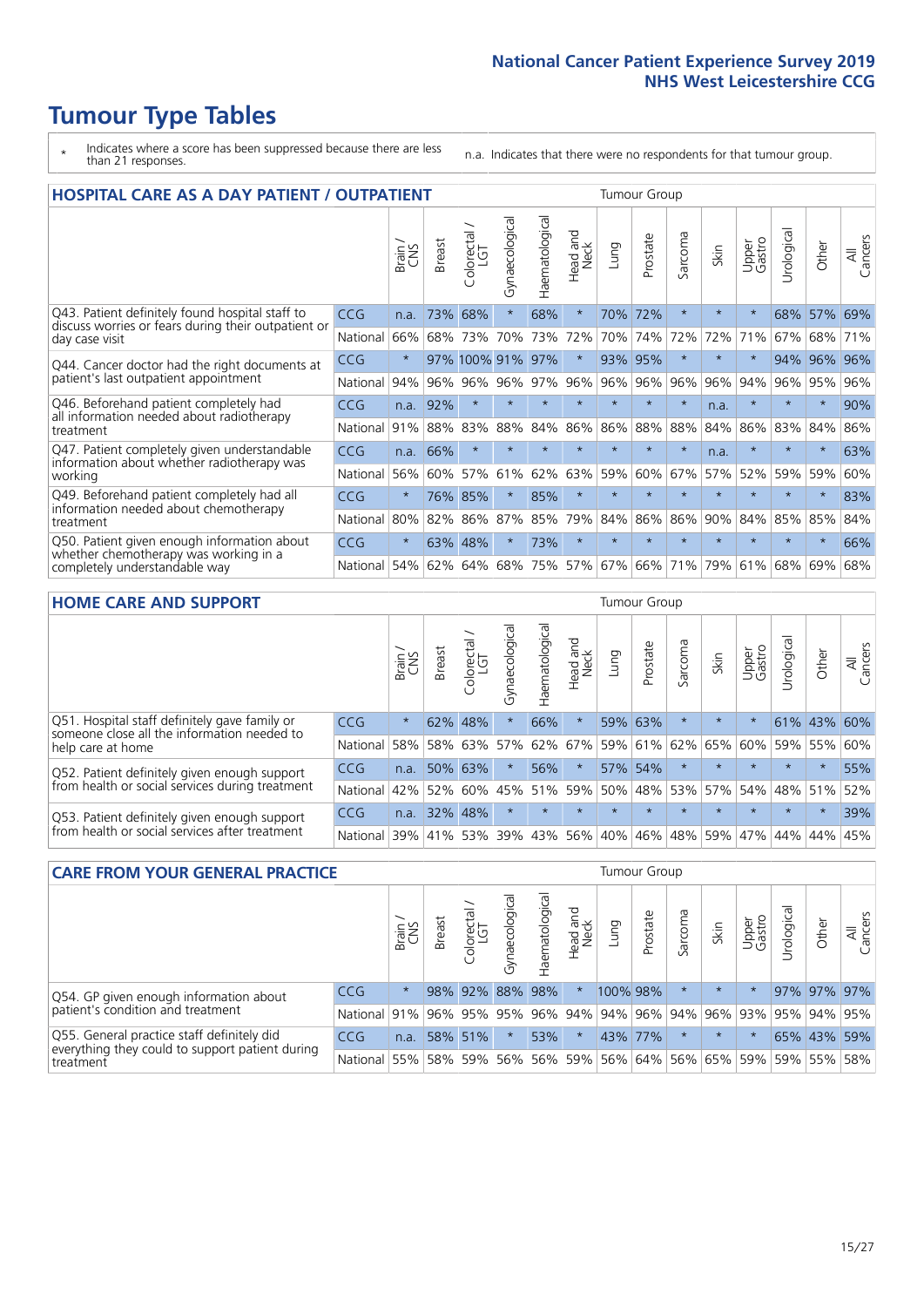# Tumour Type Tables

\* Indicates where a score has been suppressed because there are less than 21 responses.

n.a. Indicates that there were no respondents for that tumour group.

## HOSPITAL CARE AS A DAY PATIENT / OUTPATIENT

| | | Brain / CNS | Breast | Colorectal / LGT | Gynaecological | Haematological | Head and Neck | Lung | Prostate | Sarcoma | Skin | Upper Gastro | Urological | Other | All Cancers |
|---|---|---|---|---|---|---|---|---|---|---|---|---|---|---|---|
| Q43. Patient definitely found hospital staff to discuss worries or fears during their outpatient or day case visit | CCG | n.a. | 73% | 68% | * | 68% | * | 70% | 72% | * | * | * | 68% | 57% | 69% |
| | National | 66% | 68% | 73% | 70% | 73% | 72% | 70% | 74% | 72% | 72% | 71% | 67% | 68% | 71% |
| Q44. Cancer doctor had the right documents at patient's last outpatient appointment | CCG | * | 97% | 100% | 91% | 97% | * | 93% | 95% | * | * | * | 94% | 96% | 96% |
| | National | 94% | 96% | 96% | 96% | 97% | 96% | 96% | 96% | 96% | 96% | 94% | 96% | 95% | 96% |
| Q46. Beforehand patient completely had all information needed about radiotherapy treatment | CCG | n.a. | 92% | * | * | * | * | * | * | * | n.a. | * | * | * | 90% |
| | National | 91% | 88% | 83% | 88% | 84% | 86% | 86% | 88% | 88% | 84% | 86% | 83% | 84% | 86% |
| Q47. Patient completely given understandable information about whether radiotherapy was working | CCG | n.a. | 66% | * | * | * | * | * | * | * | n.a. | * | * | * | 63% |
| | National | 56% | 60% | 57% | 61% | 62% | 63% | 59% | 60% | 67% | 57% | 52% | 59% | 59% | 60% |
| Q49. Beforehand patient completely had all information needed about chemotherapy treatment | CCG | * | 76% | 85% | * | 85% | * | * | * | * | * | * | * | * | 83% |
| | National | 80% | 82% | 86% | 87% | 85% | 79% | 84% | 86% | 86% | 90% | 84% | 85% | 85% | 84% |
| Q50. Patient given enough information about whether chemotherapy was working in a completely understandable way | CCG | * | 63% | 48% | * | 73% | * | * | * | * | * | * | * | * | 66% |
| | National | 54% | 62% | 64% | 68% | 75% | 57% | 67% | 66% | 71% | 79% | 61% | 68% | 69% | 68% |

## HOME CARE AND SUPPORT

| | | Brain / CNS | Breast | Colorectal / LGT | Gynaecological | Haematological | Head and Neck | Lung | Prostate | Sarcoma | Skin | Upper Gastro | Urological | Other | All Cancers |
|---|---|---|---|---|---|---|---|---|---|---|---|---|---|---|---|
| Q51. Hospital staff definitely gave family or someone close all the information needed to help care at home | CCG | * | 62% | 48% | * | 66% | * | 59% | 63% | * | * | * | 61% | 43% | 60% |
| | National | 58% | 58% | 63% | 57% | 62% | 67% | 59% | 61% | 62% | 65% | 60% | 59% | 55% | 60% |
| Q52. Patient definitely given enough support from health or social services during treatment | CCG | n.a. | 50% | 63% | * | 56% | * | 57% | 54% | * | * | * | * | * | 55% |
| | National | 42% | 52% | 60% | 45% | 51% | 59% | 50% | 48% | 53% | 57% | 54% | 48% | 51% | 52% |
| Q53. Patient definitely given enough support from health or social services after treatment | CCG | n.a. | 32% | 48% | * | * | * | * | * | * | * | * | * | * | 39% |
| | National | 39% | 41% | 53% | 39% | 43% | 56% | 40% | 46% | 48% | 59% | 47% | 44% | 44% | 45% |

## CARE FROM YOUR GENERAL PRACTICE

| | | Brain / CNS | Breast | Colorectal / LGT | Gynaecological | Haematological | Head and Neck | Lung | Prostate | Sarcoma | Skin | Upper Gastro | Urological | Other | All Cancers |
|---|---|---|---|---|---|---|---|---|---|---|---|---|---|---|---|
| Q54. GP given enough information about patient's condition and treatment | CCG | * | 98% | 92% | 88% | 98% | * | 100% | 98% | * | * | * | 97% | 97% | 97% |
| | National | 91% | 96% | 95% | 95% | 96% | 94% | 94% | 96% | 94% | 96% | 93% | 95% | 94% | 95% |
| Q55. General practice staff definitely did everything they could to support patient during treatment | CCG | n.a. | 58% | 51% | * | 53% | * | 43% | 77% | * | * | * | 65% | 43% | 59% |
| | National | 55% | 58% | 59% | 56% | 56% | 59% | 56% | 64% | 56% | 65% | 59% | 59% | 55% | 58% |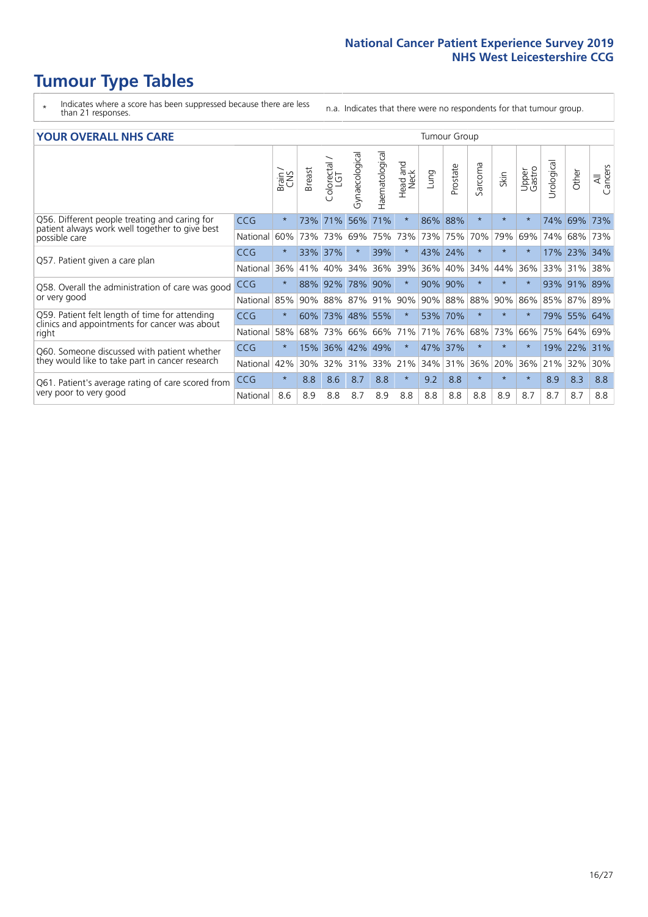# Tumour Type Tables

\* Indicates where a score has been suppressed because there are less than 21 responses.

n.a. Indicates that there were no respondents for that tumour group.

## YOUR OVERALL NHS CARE

| | | Brain / CNS | Breast | Colorectal / LGT | Gynaecological | Haematological | Head and Neck | Lung | Prostate | Sarcoma | Skin | Upper Gastro | Urological | Other | All Cancers |
|---|---|---|---|---|---|---|---|---|---|---|---|---|---|---|---|
| Q56. Different people treating and caring for patient always work well together to give best possible care | CCG | * | 73% | 71% | 56% | 71% | * | 86% | 88% | * | * | * | 74% | 69% | 73% |
| | National | 60% | 73% | 73% | 69% | 75% | 73% | 73% | 75% | 70% | 79% | 69% | 74% | 68% | 73% |
| Q57. Patient given a care plan | CCG | * | 33% | 37% | * | 39% | * | 43% | 24% | * | * | * | 17% | 23% | 34% |
| | National | 36% | 41% | 40% | 34% | 36% | 39% | 36% | 40% | 34% | 44% | 36% | 33% | 31% | 38% |
| Q58. Overall the administration of care was good or very good | CCG | * | 88% | 92% | 78% | 90% | * | 90% | 90% | * | * | * | 93% | 91% | 89% |
| | National | 85% | 90% | 88% | 87% | 91% | 90% | 90% | 88% | 88% | 90% | 86% | 85% | 87% | 89% |
| Q59. Patient felt length of time for attending clinics and appointments for cancer was about right | CCG | * | 60% | 73% | 48% | 55% | * | 53% | 70% | * | * | * | 79% | 55% | 64% |
| | National | 58% | 68% | 73% | 66% | 66% | 71% | 71% | 76% | 68% | 73% | 66% | 75% | 64% | 69% |
| Q60. Someone discussed with patient whether they would like to take part in cancer research | CCG | * | 15% | 36% | 42% | 49% | * | 47% | 37% | * | * | * | 19% | 22% | 31% |
| | National | 42% | 30% | 32% | 31% | 33% | 21% | 34% | 31% | 36% | 20% | 36% | 21% | 32% | 30% |
| Q61. Patient's average rating of care scored from very poor to very good | CCG | * | 8.8 | 8.6 | 8.7 | 8.8 | * | 9.2 | 8.8 | * | * | * | 8.9 | 8.3 | 8.8 |
| | National | 8.6 | 8.9 | 8.8 | 8.7 | 8.9 | 8.8 | 8.8 | 8.8 | 8.8 | 8.9 | 8.7 | 8.7 | 8.7 | 8.8 |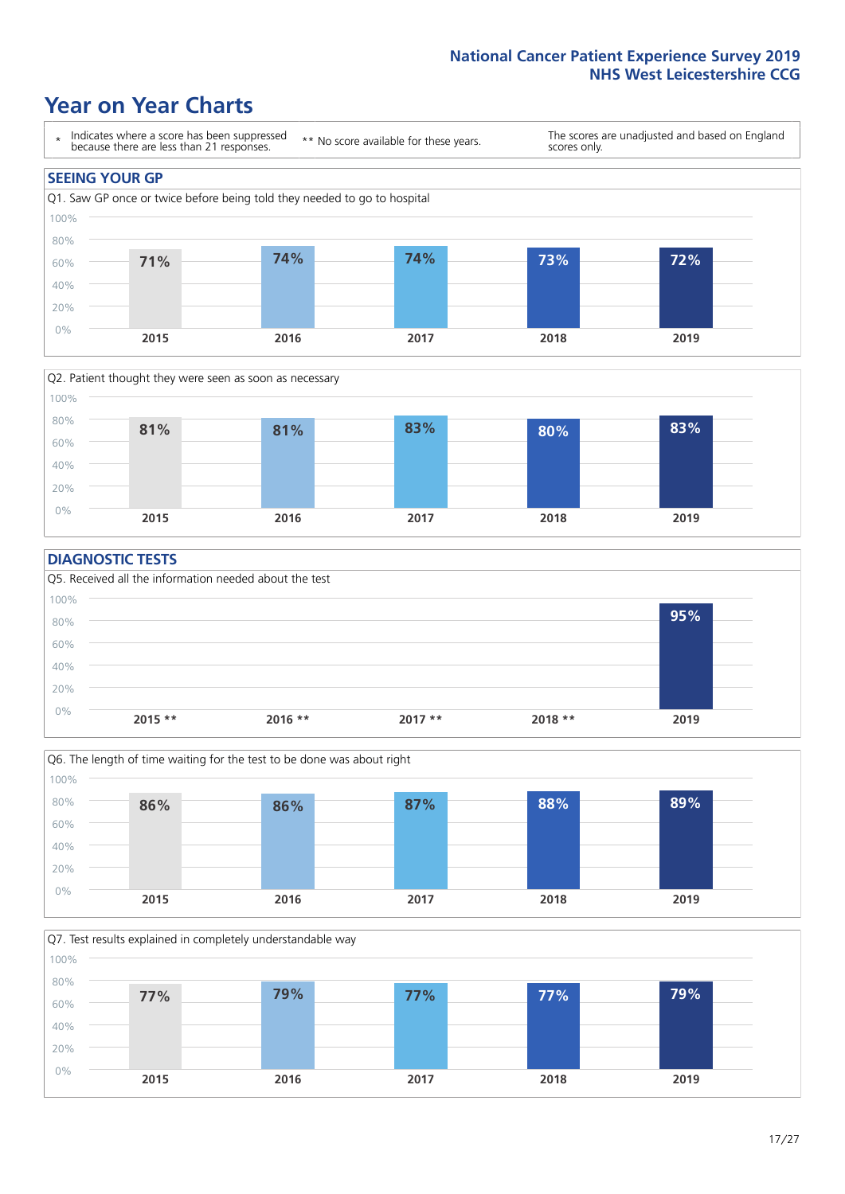# Year on Year Charts

\* Indicates where a score has been suppressed because there are less than 21 responses.

** No score available for these years.

The scores are unadjusted and based on England scores only.

## SEEING YOUR GP

Q1. Saw GP once or twice before being told they needed to go to hospital

| 2015 | 2016 | 2017 | 2018 | 2019 |
|---|---|---|---|---|
| 71% | 74% | 74% | 73% | 72% |

Q2. Patient thought they were seen as soon as necessary

| 2015 | 2016 | 2017 | 2018 | 2019 |
|---|---|---|---|---|
| 81% | 81% | 83% | 80% | 83% |

## DIAGNOSTIC TESTS

Q5. Received all the information needed about the test

| 2015 ** | 2016 ** | 2017 ** | 2018 ** | 2019 |
|---|---|---|---|---|
| | | | | 95% |

Q6. The length of time waiting for the test to be done was about right

| 2015 | 2016 | 2017 | 2018 | 2019 |
|---|---|---|---|---|
| 86% | 86% | 87% | 88% | 89% |

Q7. Test results explained in completely understandable way

| 2015 | 2016 | 2017 | 2018 | 2019 |
|---|---|---|---|---|
| 77% | 79% | 77% | 77% | 79% |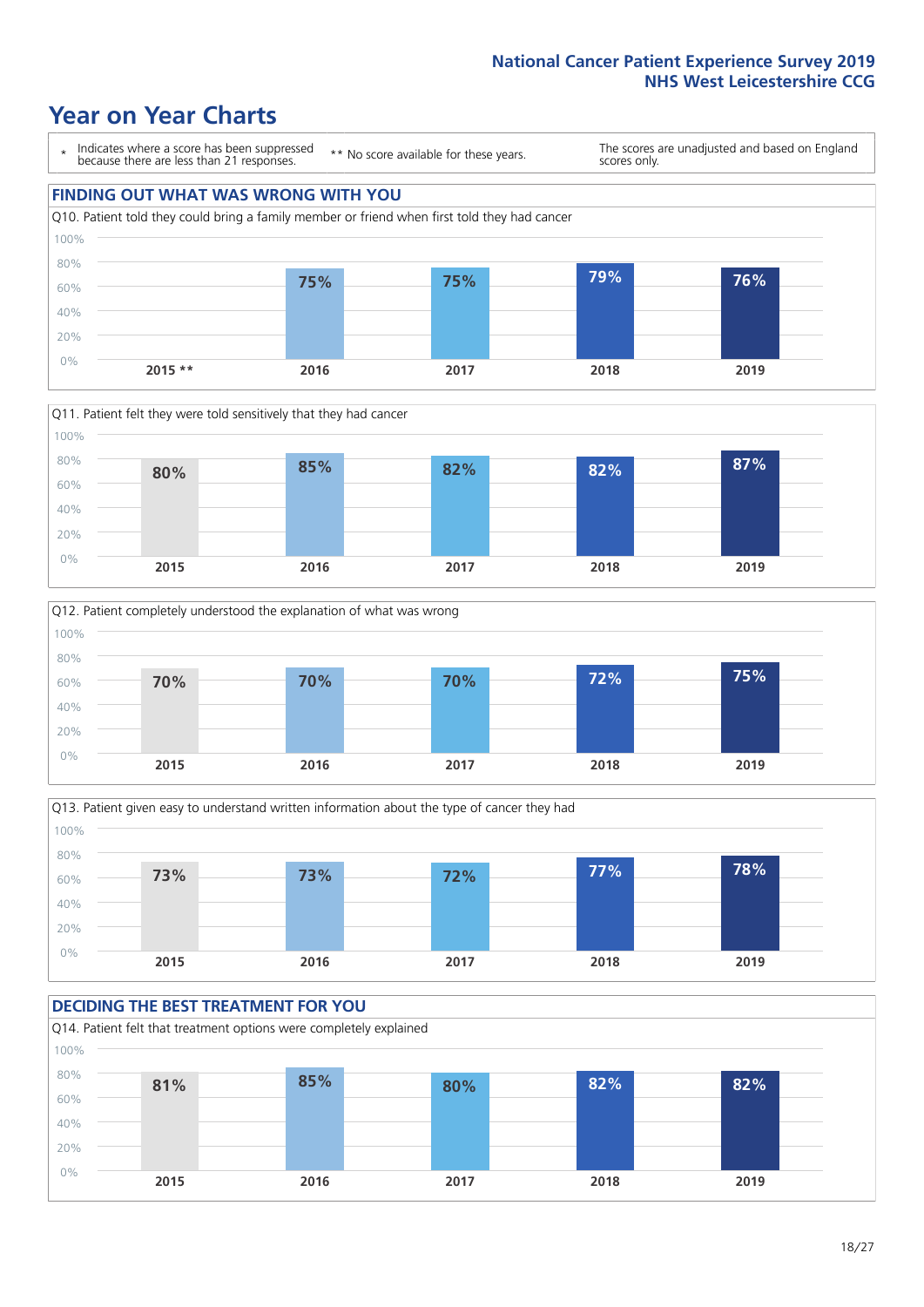# Year on Year Charts

\* Indicates where a score has been suppressed because there are less than 21 responses.

\*\* No score available for these years.

The scores are unadjusted and based on England scores only.

## FINDING OUT WHAT WAS WRONG WITH YOU

Q10. Patient told they could bring a family member or friend when first told they had cancer

| 2015 ** | 2016 | 2017 | 2018 | 2019 |
|---|---|---|---|---|
| | 75% | 75% | 79% | 76% |

Q11. Patient felt they were told sensitively that they had cancer

| 2015 | 2016 | 2017 | 2018 | 2019 |
|---|---|---|---|---|
| 80% | 85% | 82% | 82% | 87% |

Q12. Patient completely understood the explanation of what was wrong

| 2015 | 2016 | 2017 | 2018 | 2019 |
|---|---|---|---|---|
| 70% | 70% | 70% | 72% | 75% |

Q13. Patient given easy to understand written information about the type of cancer they had

| 2015 | 2016 | 2017 | 2018 | 2019 |
|---|---|---|---|---|
| 73% | 73% | 72% | 77% | 78% |

## DECIDING THE BEST TREATMENT FOR YOU

Q14. Patient felt that treatment options were completely explained

| 2015 | 2016 | 2017 | 2018 | 2019 |
|---|---|---|---|---|
| 81% | 85% | 80% | 82% | 82% |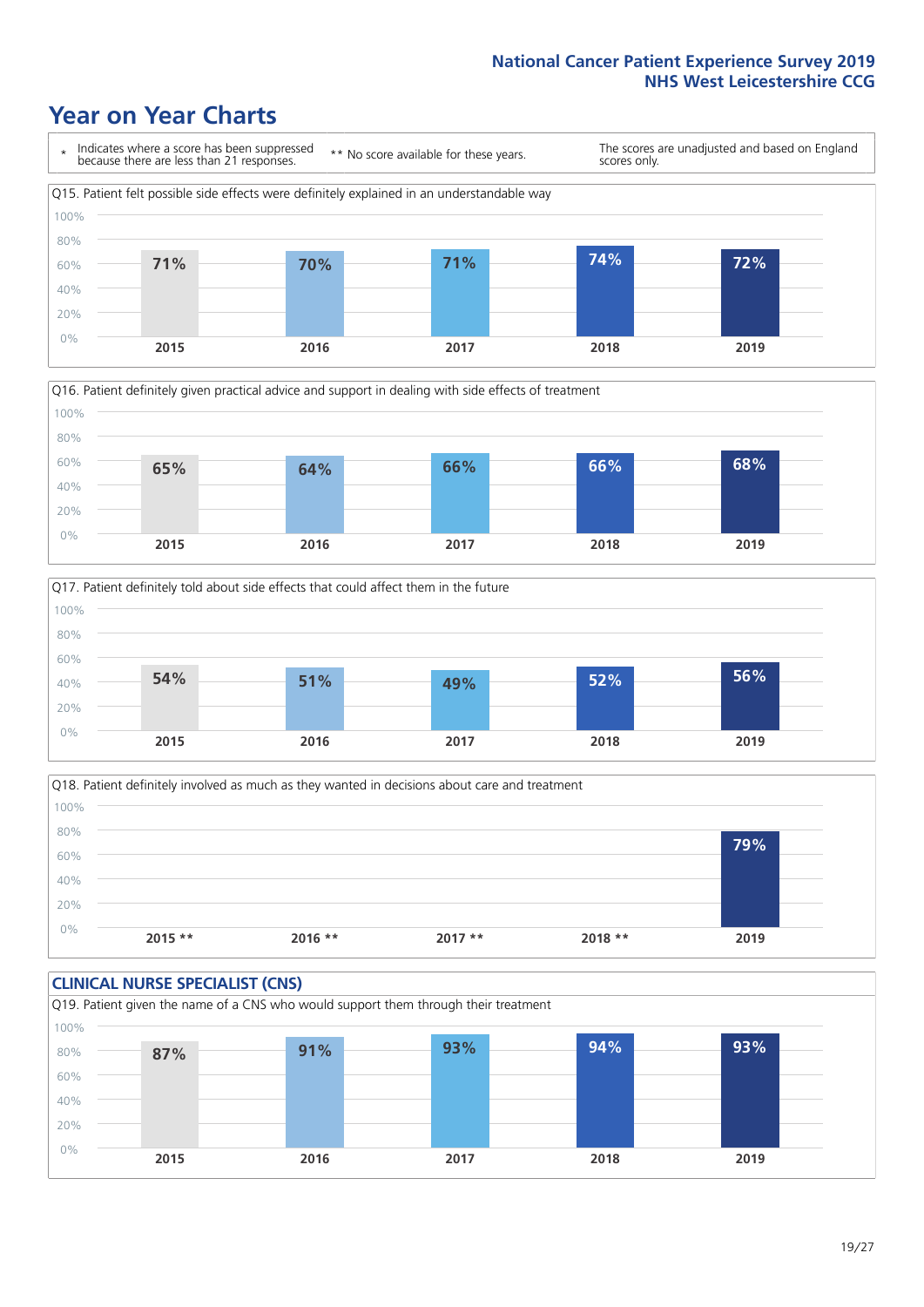# Year on Year Charts

\* Indicates where a score has been suppressed because there are less than 21 responses.

\*\* No score available for these years.

The scores are unadjusted and based on England scores only.

Q15. Patient felt possible side effects were definitely explained in an understandable way

| 2015 | 2016 | 2017 | 2018 | 2019 |
|---|---|---|---|---|
| 71% | 70% | 71% | 74% | 72% |

Q16. Patient definitely given practical advice and support in dealing with side effects of treatment

| 2015 | 2016 | 2017 | 2018 | 2019 |
|---|---|---|---|---|
| 65% | 64% | 66% | 66% | 68% |

Q17. Patient definitely told about side effects that could affect them in the future

| 2015 | 2016 | 2017 | 2018 | 2019 |
|---|---|---|---|---|
| 54% | 51% | 49% | 52% | 56% |

Q18. Patient definitely involved as much as they wanted in decisions about care and treatment

| 2015 ** | 2016 ** | 2017 ** | 2018 ** | 2019 |
|---|---|---|---|---|
| | | | | 79% |

## CLINICAL NURSE SPECIALIST (CNS)

Q19. Patient given the name of a CNS who would support them through their treatment

| 2015 | 2016 | 2017 | 2018 | 2019 |
|---|---|---|---|---|
| 87% | 91% | 93% | 94% | 93% |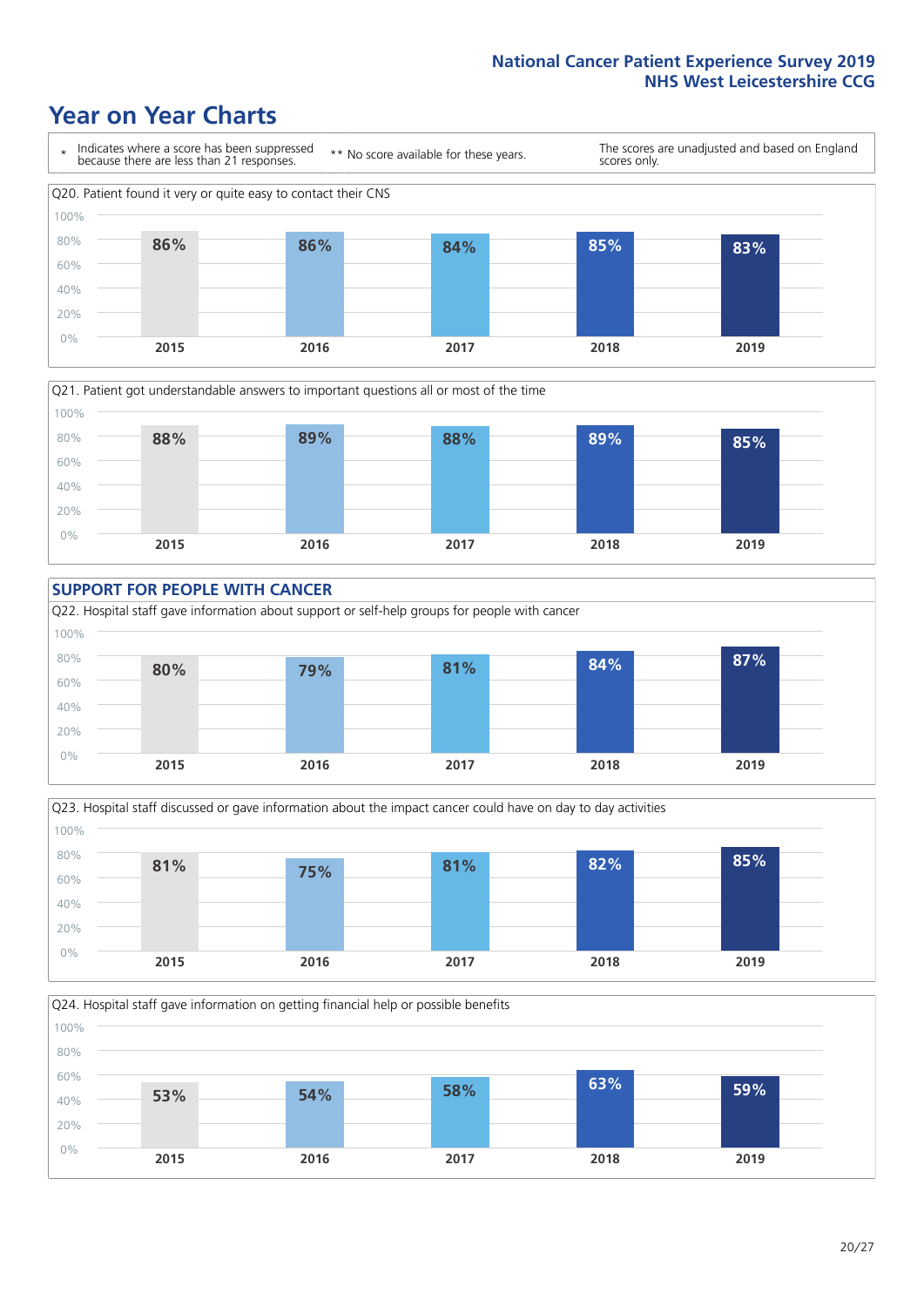# Year on Year Charts

\* Indicates where a score has been suppressed because there are less than 21 responses.

\*\* No score available for these years.

The scores are unadjusted and based on England scores only.

Q20. Patient found it very or quite easy to contact their CNS

| 2015 | 2016 | 2017 | 2018 | 2019 |
|---|---|---|---|---|
| 86% | 86% | 84% | 85% | 83% |

Q21. Patient got understandable answers to important questions all or most of the time

| 2015 | 2016 | 2017 | 2018 | 2019 |
|---|---|---|---|---|
| 88% | 89% | 88% | 89% | 85% |

## SUPPORT FOR PEOPLE WITH CANCER

Q22. Hospital staff gave information about support or self-help groups for people with cancer

| 2015 | 2016 | 2017 | 2018 | 2019 |
|---|---|---|---|---|
| 80% | 79% | 81% | 84% | 87% |

Q23. Hospital staff discussed or gave information about the impact cancer could have on day to day activities

| 2015 | 2016 | 2017 | 2018 | 2019 |
|---|---|---|---|---|
| 81% | 75% | 81% | 82% | 85% |

Q24. Hospital staff gave information on getting financial help or possible benefits

| 2015 | 2016 | 2017 | 2018 | 2019 |
|---|---|---|---|---|
| 53% | 54% | 58% | 63% | 59% |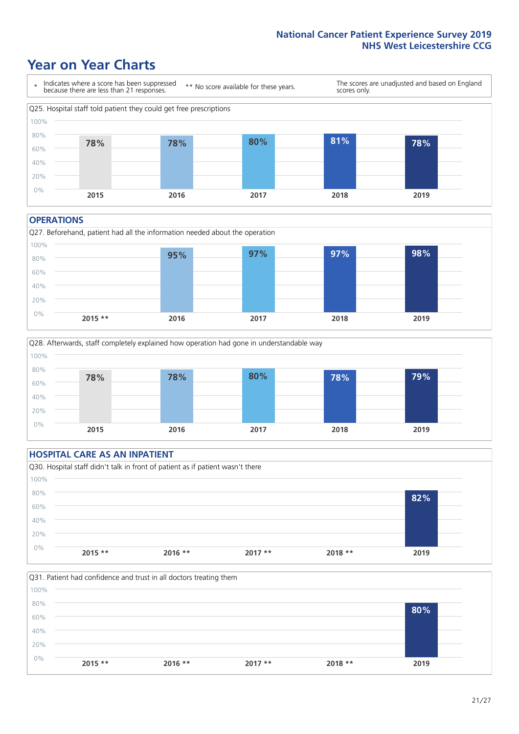# Year on Year Charts

\* Indicates where a score has been suppressed because there are less than 21 responses.

\*\* No score available for these years.

The scores are unadjusted and based on England scores only.

Q25. Hospital staff told patient they could get free prescriptions

| 2015 | 2016 | 2017 | 2018 | 2019 |
|---|---|---|---|---|
| 78% | 78% | 80% | 81% | 78% |

## OPERATIONS

Q27. Beforehand, patient had all the information needed about the operation

| 2015 ** | 2016 | 2017 | 2018 | 2019 |
|---|---|---|---|---|
| | 95% | 97% | 97% | 98% |

Q28. Afterwards, staff completely explained how operation had gone in understandable way

| 2015 | 2016 | 2017 | 2018 | 2019 |
|---|---|---|---|---|
| 78% | 78% | 80% | 78% | 79% |

## HOSPITAL CARE AS AN INPATIENT

Q30. Hospital staff didn't talk in front of patient as if patient wasn't there

| 2015 ** | 2016 ** | 2017 ** | 2018 ** | 2019 |
|---|---|---|---|---|
| | | | | 82% |

Q31. Patient had confidence and trust in all doctors treating them

| 2015 ** | 2016 ** | 2017 ** | 2018 ** | 2019 |
|---|---|---|---|---|
| | | | | 80% |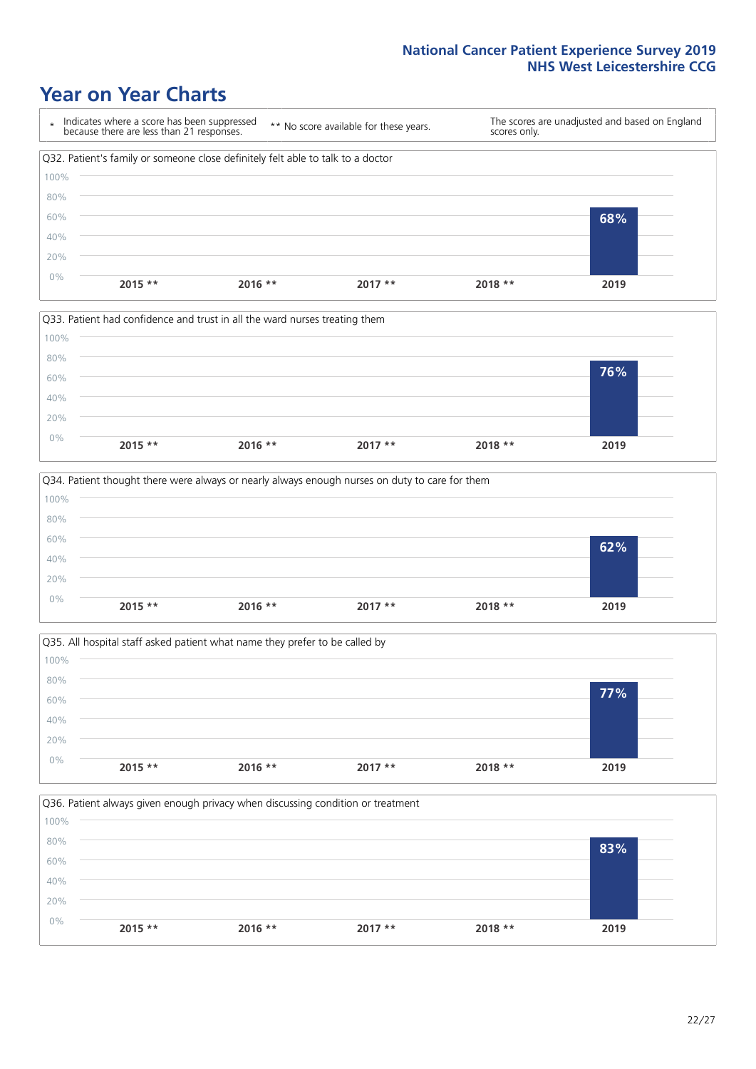# Year on Year Charts

| * Indicates where a score has been suppressed because there are less than 21 responses. | ** No score available for these years. | The scores are unadjusted and based on England scores only. |
|---|---|---|

Q32. Patient's family or someone close definitely felt able to talk to a doctor

| 2015 ** | 2016 ** | 2017 ** | 2018 ** | 2019 |
|---|---|---|---|---|
| | | | | 68% |

Q33. Patient had confidence and trust in all the ward nurses treating them

| 2015 ** | 2016 ** | 2017 ** | 2018 ** | 2019 |
|---|---|---|---|---|
| | | | | 76% |

Q34. Patient thought there were always or nearly always enough nurses on duty to care for them

| 2015 ** | 2016 ** | 2017 ** | 2018 ** | 2019 |
|---|---|---|---|---|
| | | | | 62% |

Q35. All hospital staff asked patient what name they prefer to be called by

| 2015 ** | 2016 ** | 2017 ** | 2018 ** | 2019 |
|---|---|---|---|---|
| | | | | 77% |

Q36. Patient always given enough privacy when discussing condition or treatment

| 2015 ** | 2016 ** | 2017 ** | 2018 ** | 2019 |
|---|---|---|---|---|
| | | | | 83% |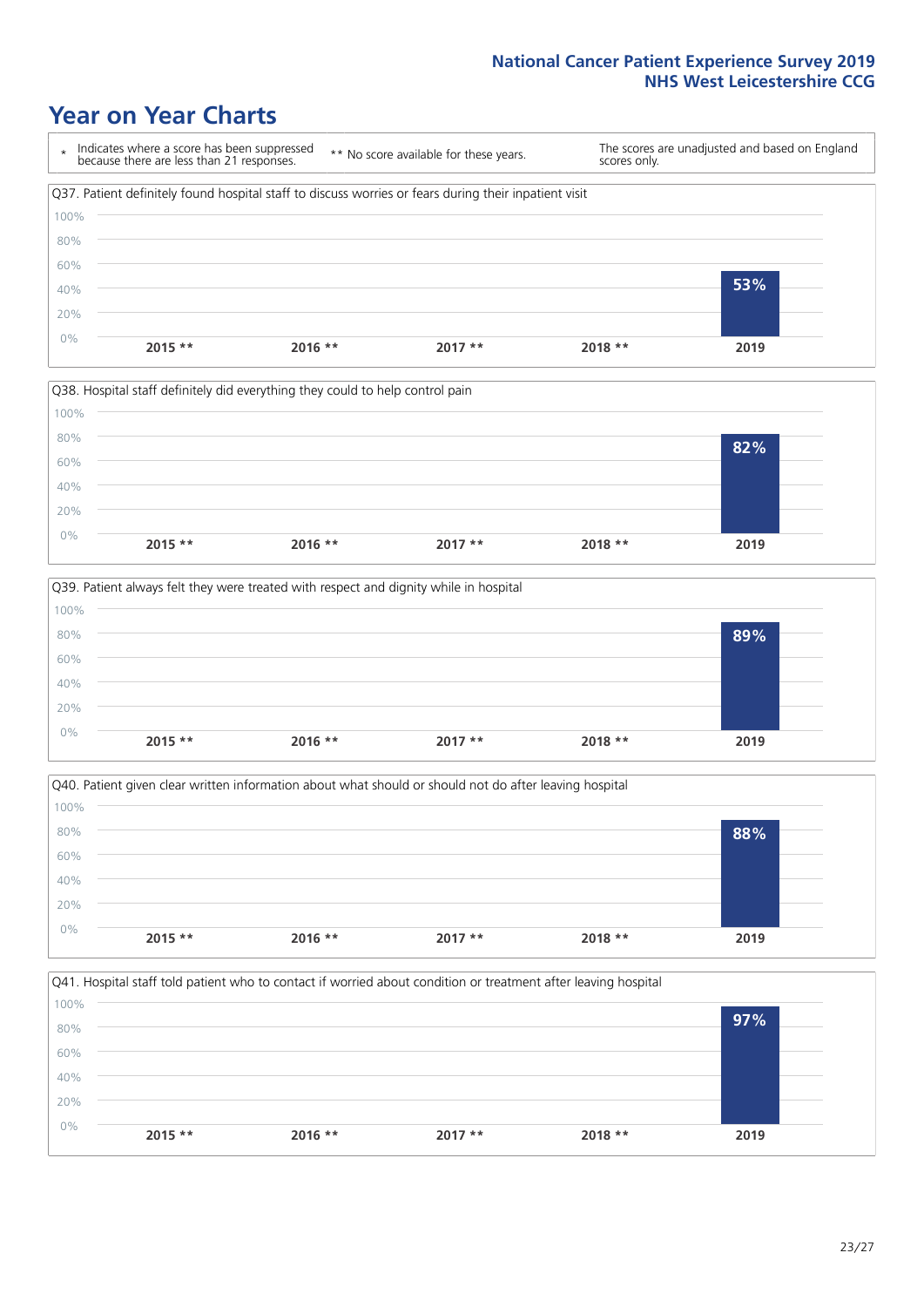# Year on Year Charts

| * Indicates where a score has been suppressed because there are less than 21 responses. | ** No score available for these years. | The scores are unadjusted and based on England scores only. |
|---|---|---|

Q37. Patient definitely found hospital staff to discuss worries or fears during their inpatient visit

| 2015 ** | 2016 ** | 2017 ** | 2018 ** | 2019 |
|---|---|---|---|---|
| | | | | 53% |

Q38. Hospital staff definitely did everything they could to help control pain

| 2015 ** | 2016 ** | 2017 ** | 2018 ** | 2019 |
|---|---|---|---|---|
| | | | | 82% |

Q39. Patient always felt they were treated with respect and dignity while in hospital

| 2015 ** | 2016 ** | 2017 ** | 2018 ** | 2019 |
|---|---|---|---|---|
| | | | | 89% |

Q40. Patient given clear written information about what should or should not do after leaving hospital

| 2015 ** | 2016 ** | 2017 ** | 2018 ** | 2019 |
|---|---|---|---|---|
| | | | | 88% |

Q41. Hospital staff told patient who to contact if worried about condition or treatment after leaving hospital

| 2015 ** | 2016 ** | 2017 ** | 2018 ** | 2019 |
|---|---|---|---|---|
| | | | | 97% |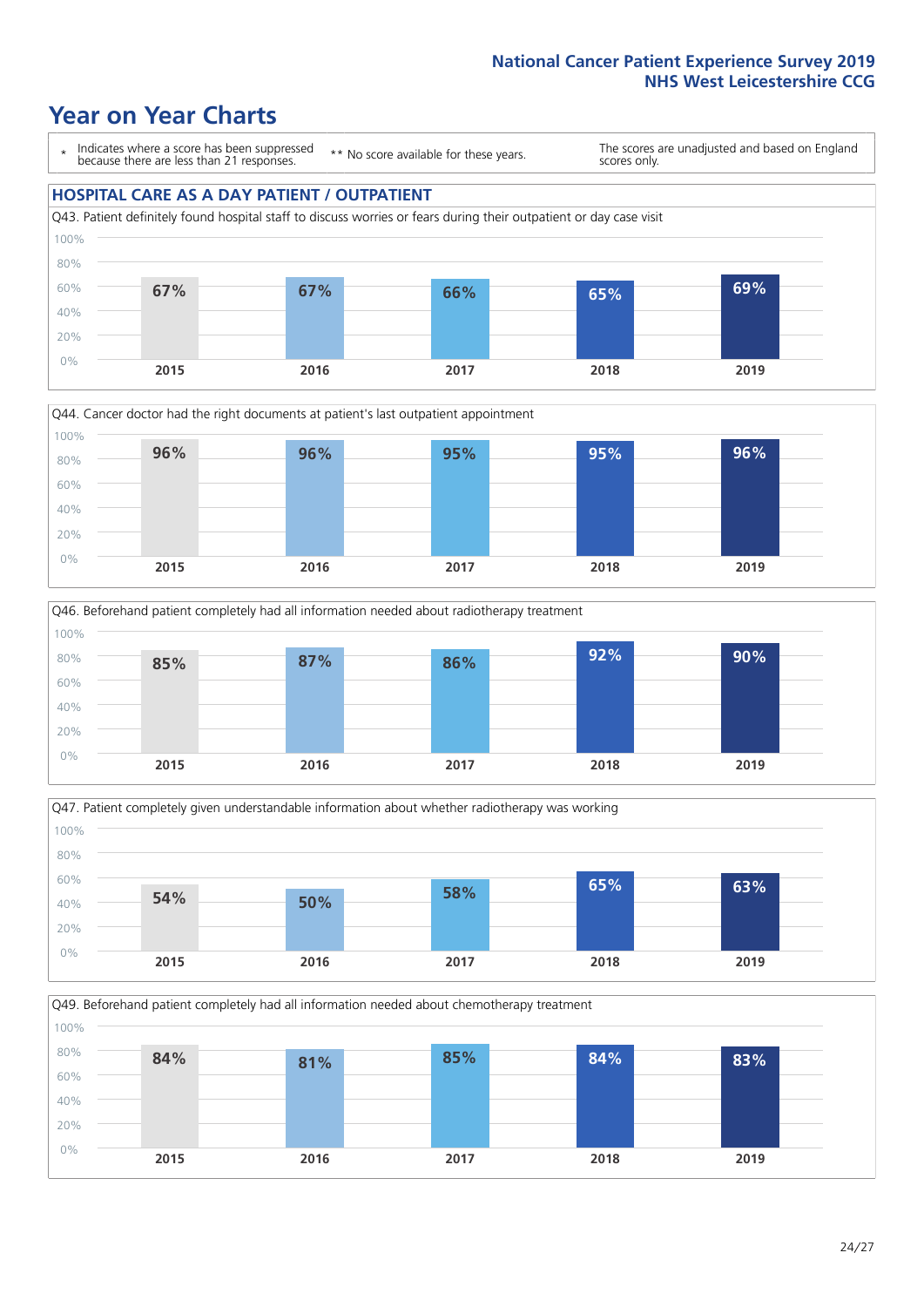# Year on Year Charts

\* Indicates where a score has been suppressed because there are less than 21 responses.

\*\* No score available for these years.

The scores are unadjusted and based on England scores only.

## HOSPITAL CARE AS A DAY PATIENT / OUTPATIENT

Q43. Patient definitely found hospital staff to discuss worries or fears during their outpatient or day case visit

| 2015 | 2016 | 2017 | 2018 | 2019 |
|---|---|---|---|---|
| 67% | 67% | 66% | 65% | 69% |

Q44. Cancer doctor had the right documents at patient's last outpatient appointment

| 2015 | 2016 | 2017 | 2018 | 2019 |
|---|---|---|---|---|
| 96% | 96% | 95% | 95% | 96% |

Q46. Beforehand patient completely had all information needed about radiotherapy treatment

| 2015 | 2016 | 2017 | 2018 | 2019 |
|---|---|---|---|---|
| 85% | 87% | 86% | 92% | 90% |

Q47. Patient completely given understandable information about whether radiotherapy was working

| 2015 | 2016 | 2017 | 2018 | 2019 |
|---|---|---|---|---|
| 54% | 50% | 58% | 65% | 63% |

Q49. Beforehand patient completely had all information needed about chemotherapy treatment

| 2015 | 2016 | 2017 | 2018 | 2019 |
|---|---|---|---|---|
| 84% | 81% | 85% | 84% | 83% |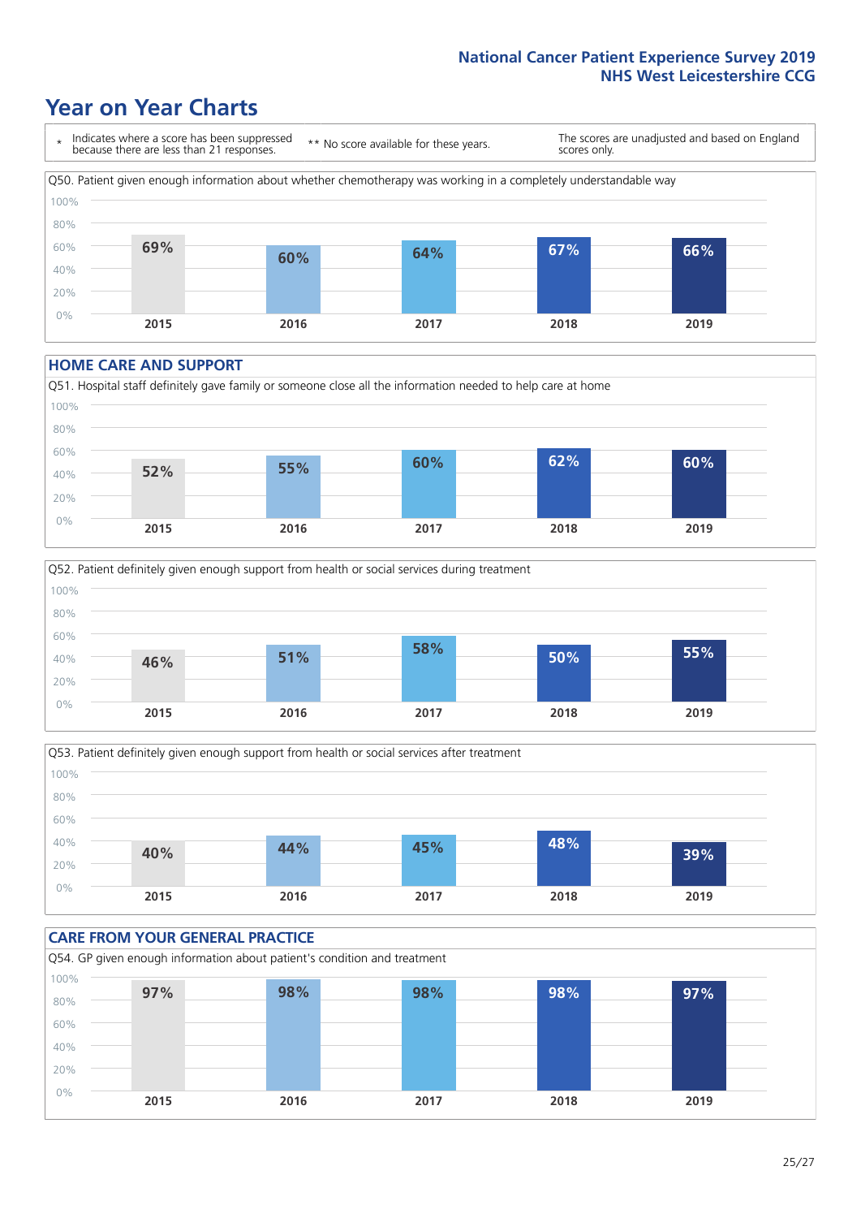# Year on Year Charts

\* Indicates where a score has been suppressed because there are less than 21 responses. ** No score available for these years. The scores are unadjusted and based on England scores only.

Q50. Patient given enough information about whether chemotherapy was working in a completely understandable way

| 2015 | 2016 | 2017 | 2018 | 2019 |
|---|---|---|---|---|
| 69% | 60% | 64% | 67% | 66% |

## HOME CARE AND SUPPORT

Q51. Hospital staff definitely gave family or someone close all the information needed to help care at home

| 2015 | 2016 | 2017 | 2018 | 2019 |
|---|---|---|---|---|
| 52% | 55% | 60% | 62% | 60% |

Q52. Patient definitely given enough support from health or social services during treatment

| 2015 | 2016 | 2017 | 2018 | 2019 |
|---|---|---|---|---|
| 46% | 51% | 58% | 50% | 55% |

Q53. Patient definitely given enough support from health or social services after treatment

| 2015 | 2016 | 2017 | 2018 | 2019 |
|---|---|---|---|---|
| 40% | 44% | 45% | 48% | 39% |

## CARE FROM YOUR GENERAL PRACTICE

Q54. GP given enough information about patient's condition and treatment

| 2015 | 2016 | 2017 | 2018 | 2019 |
|---|---|---|---|---|
| 97% | 98% | 98% | 98% | 97% |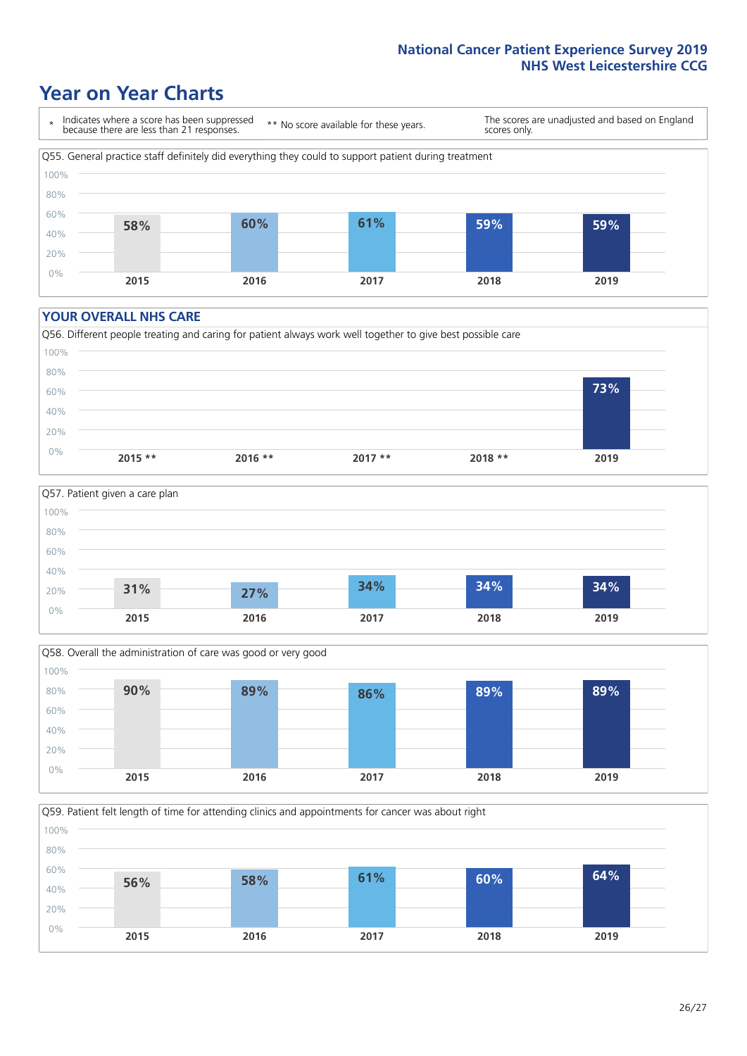# Year on Year Charts

\* Indicates where a score has been suppressed because there are less than 21 responses.

** No score available for these years.

The scores are unadjusted and based on England scores only.

Q55. General practice staff definitely did everything they could to support patient during treatment

| 2015 | 2016 | 2017 | 2018 | 2019 |
|---|---|---|---|---|
| 58% | 60% | 61% | 59% | 59% |

## YOUR OVERALL NHS CARE

Q56. Different people treating and caring for patient always work well together to give best possible care

| 2015 ** | 2016 ** | 2017 ** | 2018 ** | 2019 |
|---|---|---|---|---|
| | | | | 73% |

Q57. Patient given a care plan

| 2015 | 2016 | 2017 | 2018 | 2019 |
|---|---|---|---|---|
| 31% | 27% | 34% | 34% | 34% |

Q58. Overall the administration of care was good or very good

| 2015 | 2016 | 2017 | 2018 | 2019 |
|---|---|---|---|---|
| 90% | 89% | 86% | 89% | 89% |

Q59. Patient felt length of time for attending clinics and appointments for cancer was about right

| 2015 | 2016 | 2017 | 2018 | 2019 |
|---|---|---|---|---|
| 56% | 58% | 61% | 60% | 64% |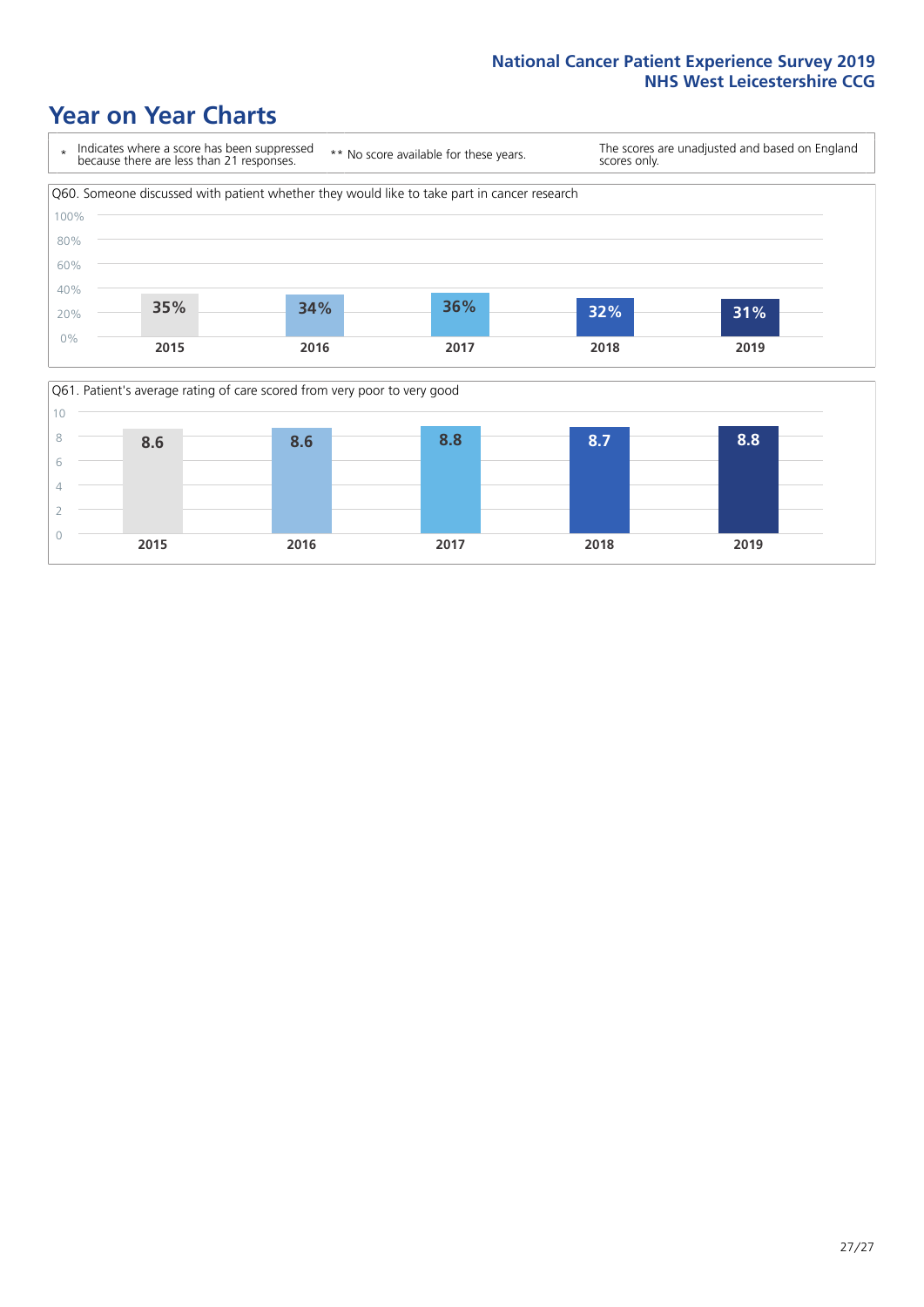# Year on Year Charts

\* Indicates where a score has been suppressed because there are less than 21 responses.

\*\* No score available for these years.

The scores are unadjusted and based on England scores only.

Q60. Someone discussed with patient whether they would like to take part in cancer research

100%
80%
60%
40%
20%
0%

35% 2015
34% 2016
36% 2017
32% 2018
31% 2019

Q61. Patient's average rating of care scored from very poor to very good

10
8
6
4
2
0

8.6 2015
8.6 2016
8.8 2017
8.7 2018
8.8 2019